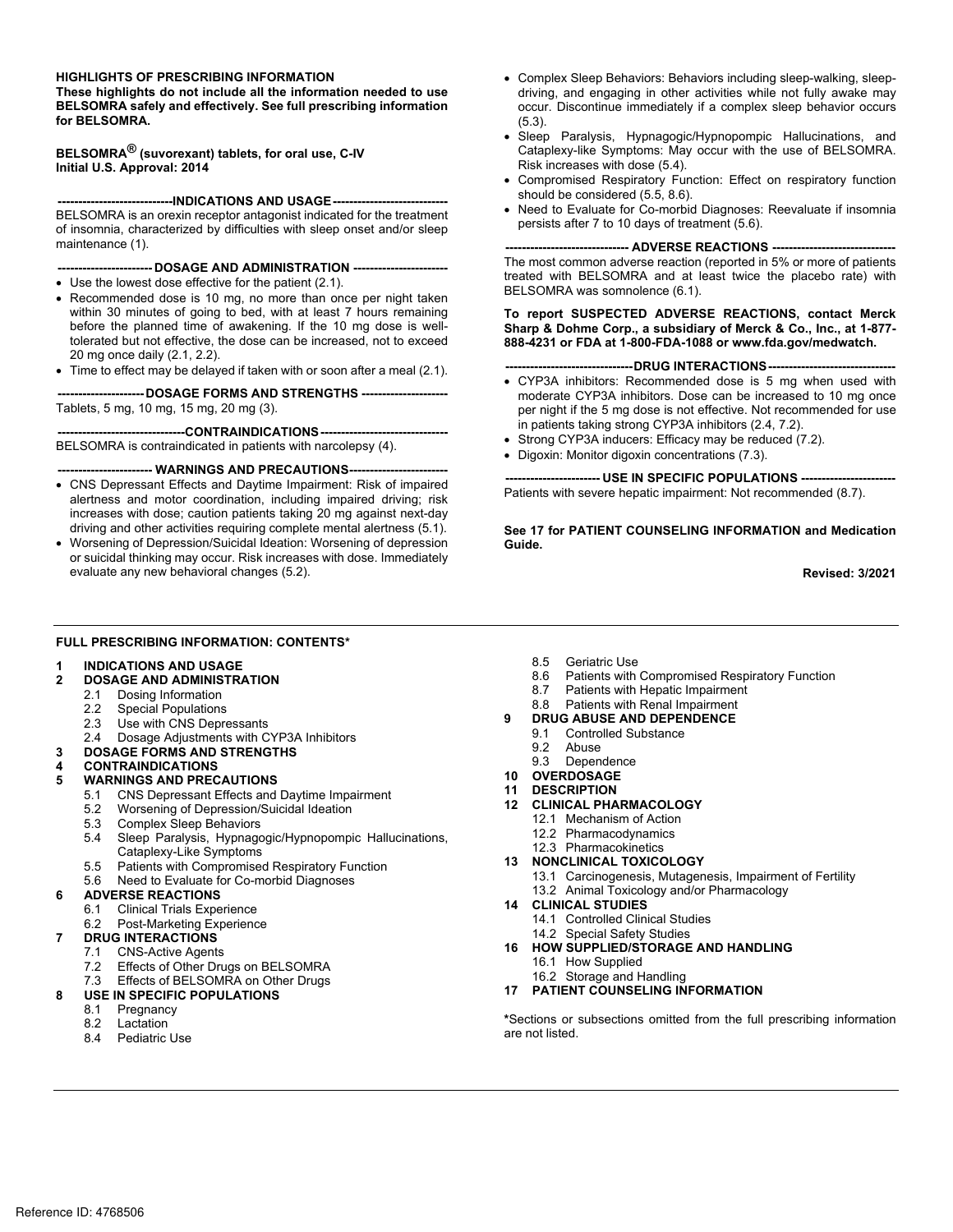**HIGHLIGHTS OF PRESCRIBING INFORMATION**
**These highlights do not include all the information needed to use BELSOMRA safely and effectively. See full prescribing information for BELSOMRA.**

**BELSOMRA® (suvorexant) tablets, for oral use, C-IV**
**Initial U.S. Approval: 2014**

**----------------------------INDICATIONS AND USAGE----------------------------**

BELSOMRA is an orexin receptor antagonist indicated for the treatment of insomnia, characterized by difficulties with sleep onset and/or sleep maintenance (1).

**----------------------- DOSAGE AND ADMINISTRATION -----------------------**

- Use the lowest dose effective for the patient (2.1).
- Recommended dose is 10 mg, no more than once per night taken within 30 minutes of going to bed, with at least 7 hours remaining before the planned time of awakening. If the 10 mg dose is well-tolerated but not effective, the dose can be increased, not to exceed 20 mg once daily (2.1, 2.2).
- Time to effect may be delayed if taken with or soon after a meal (2.1).

**--------------------- DOSAGE FORMS AND STRENGTHS ---------------------**

Tablets, 5 mg, 10 mg, 15 mg, 20 mg (3).

**-------------------------------CONTRAINDICATIONS-------------------------------**

BELSOMRA is contraindicated in patients with narcolepsy (4).

**----------------------- WARNINGS AND PRECAUTIONS------------------------**

- CNS Depressant Effects and Daytime Impairment: Risk of impaired alertness and motor coordination, including impaired driving; risk increases with dose; caution patients taking 20 mg against next-day driving and other activities requiring complete mental alertness (5.1).
- Worsening of Depression/Suicidal Ideation: Worsening of depression or suicidal thinking may occur. Risk increases with dose. Immediately evaluate any new behavioral changes (5.2).
- Complex Sleep Behaviors: Behaviors including sleep-walking, sleep-driving, and engaging in other activities while not fully awake may occur. Discontinue immediately if a complex sleep behavior occurs (5.3).
- Sleep Paralysis, Hypnagogic/Hypnopompic Hallucinations, and Cataplexy-like Symptoms: May occur with the use of BELSOMRA. Risk increases with dose (5.4).
- Compromised Respiratory Function: Effect on respiratory function should be considered (5.5, 8.6).
- Need to Evaluate for Co-morbid Diagnoses: Reevaluate if insomnia persists after 7 to 10 days of treatment (5.6).

**------------------------------ ADVERSE REACTIONS ------------------------------**

The most common adverse reaction (reported in 5% or more of patients treated with BELSOMRA and at least twice the placebo rate) with BELSOMRA was somnolence (6.1).

**To report SUSPECTED ADVERSE REACTIONS, contact Merck Sharp & Dohme Corp., a subsidiary of Merck & Co., Inc., at 1-877-888-4231 or FDA at 1-800-FDA-1088 or www.fda.gov/medwatch.**

**-------------------------------DRUG INTERACTIONS-------------------------------**

- CYP3A inhibitors: Recommended dose is 5 mg when used with moderate CYP3A inhibitors. Dose can be increased to 10 mg once per night if the 5 mg dose is not effective. Not recommended for use in patients taking strong CYP3A inhibitors (2.4, 7.2).
- Strong CYP3A inducers: Efficacy may be reduced (7.2).
- Digoxin: Monitor digoxin concentrations (7.3).

**----------------------- USE IN SPECIFIC POPULATIONS -----------------------**

Patients with severe hepatic impairment: Not recommended (8.7).

**See 17 for PATIENT COUNSELING INFORMATION and Medication Guide.**

**Revised: 3/2021**

---

**FULL PRESCRIBING INFORMATION: CONTENTS***

**1 INDICATIONS AND USAGE**
**2 DOSAGE AND ADMINISTRATION**
- 2.1 Dosing Information
- 2.2 Special Populations
- 2.3 Use with CNS Depressants
- 2.4 Dosage Adjustments with CYP3A Inhibitors

**3 DOSAGE FORMS AND STRENGTHS**
**4 CONTRAINDICATIONS**
**5 WARNINGS AND PRECAUTIONS**
- 5.1 CNS Depressant Effects and Daytime Impairment
- 5.2 Worsening of Depression/Suicidal Ideation
- 5.3 Complex Sleep Behaviors
- 5.4 Sleep Paralysis, Hypnagogic/Hypnopompic Hallucinations, Cataplexy-Like Symptoms
- 5.5 Patients with Compromised Respiratory Function
- 5.6 Need to Evaluate for Co-morbid Diagnoses

**6 ADVERSE REACTIONS**
- 6.1 Clinical Trials Experience
- 6.2 Post-Marketing Experience

**7 DRUG INTERACTIONS**
- 7.1 CNS-Active Agents
- 7.2 Effects of Other Drugs on BELSOMRA
- 7.3 Effects of BELSOMRA on Other Drugs

**8 USE IN SPECIFIC POPULATIONS**
- 8.1 Pregnancy
- 8.2 Lactation
- 8.4 Pediatric Use
- 8.5 Geriatric Use
- 8.6 Patients with Compromised Respiratory Function
- 8.7 Patients with Hepatic Impairment
- 8.8 Patients with Renal Impairment

**9 DRUG ABUSE AND DEPENDENCE**
- 9.1 Controlled Substance
- 9.2 Abuse
- 9.3 Dependence

**10 OVERDOSAGE**
**11 DESCRIPTION**
**12 CLINICAL PHARMACOLOGY**
- 12.1 Mechanism of Action
- 12.2 Pharmacodynamics
- 12.3 Pharmacokinetics

**13 NONCLINICAL TOXICOLOGY**
- 13.1 Carcinogenesis, Mutagenesis, Impairment of Fertility
- 13.2 Animal Toxicology and/or Pharmacology

**14 CLINICAL STUDIES**
- 14.1 Controlled Clinical Studies
- 14.2 Special Safety Studies

**16 HOW SUPPLIED/STORAGE AND HANDLING**
- 16.1 How Supplied
- 16.2 Storage and Handling

**17 PATIENT COUNSELING INFORMATION**

*Sections or subsections omitted from the full prescribing information are not listed.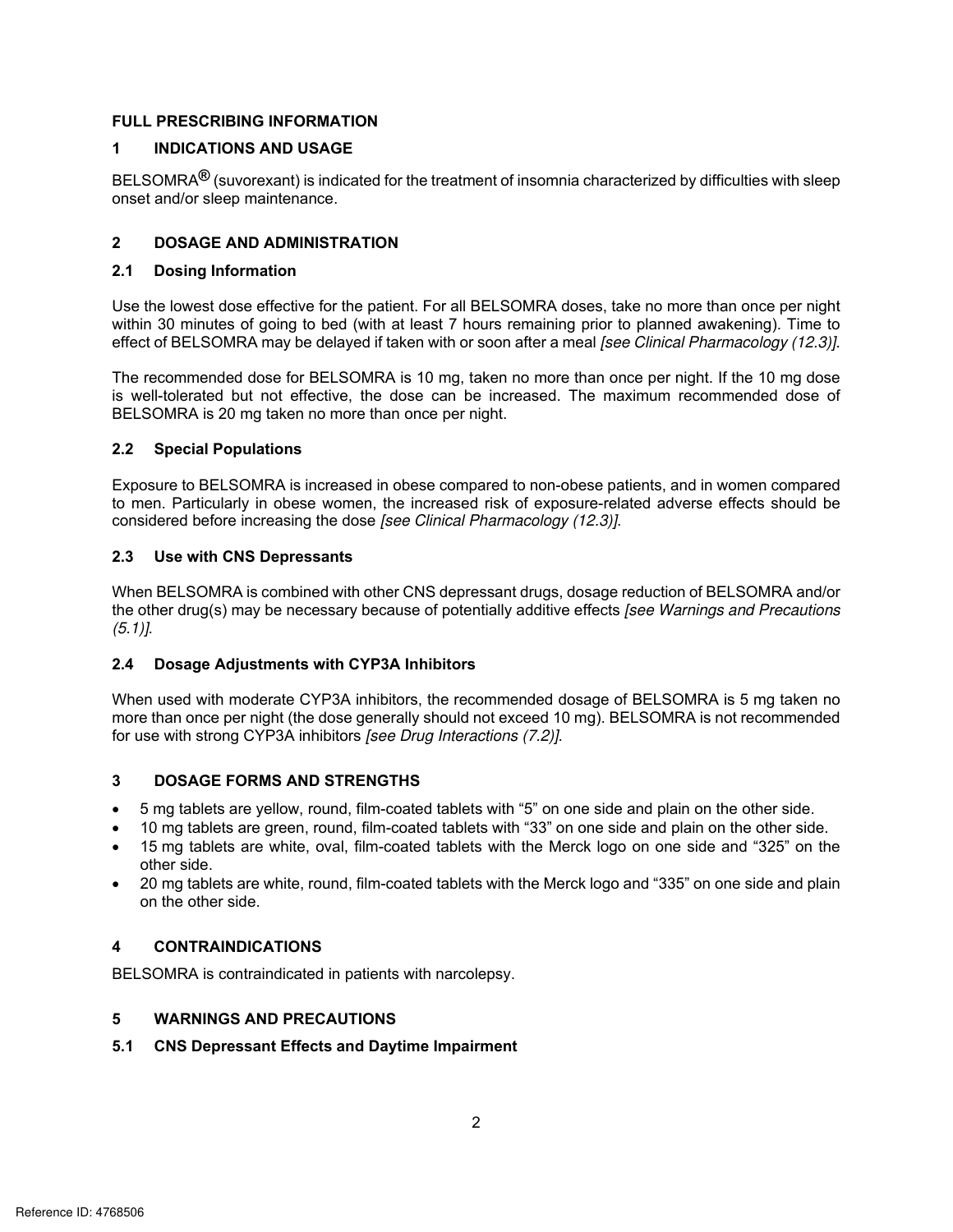# FULL PRESCRIBING INFORMATION

## 1 INDICATIONS AND USAGE

BELSOMRA® (suvorexant) is indicated for the treatment of insomnia characterized by difficulties with sleep onset and/or sleep maintenance.

## 2 DOSAGE AND ADMINISTRATION

### 2.1 Dosing Information

Use the lowest dose effective for the patient. For all BELSOMRA doses, take no more than once per night within 30 minutes of going to bed (with at least 7 hours remaining prior to planned awakening). Time to effect of BELSOMRA may be delayed if taken with or soon after a meal *[see Clinical Pharmacology (12.3)]*.

The recommended dose for BELSOMRA is 10 mg, taken no more than once per night. If the 10 mg dose is well-tolerated but not effective, the dose can be increased. The maximum recommended dose of BELSOMRA is 20 mg taken no more than once per night.

### 2.2 Special Populations

Exposure to BELSOMRA is increased in obese compared to non-obese patients, and in women compared to men. Particularly in obese women, the increased risk of exposure-related adverse effects should be considered before increasing the dose *[see Clinical Pharmacology (12.3)]*.

### 2.3 Use with CNS Depressants

When BELSOMRA is combined with other CNS depressant drugs, dosage reduction of BELSOMRA and/or the other drug(s) may be necessary because of potentially additive effects *[see Warnings and Precautions (5.1)]*.

### 2.4 Dosage Adjustments with CYP3A Inhibitors

When used with moderate CYP3A inhibitors, the recommended dosage of BELSOMRA is 5 mg taken no more than once per night (the dose generally should not exceed 10 mg). BELSOMRA is not recommended for use with strong CYP3A inhibitors *[see Drug Interactions (7.2)]*.

## 3 DOSAGE FORMS AND STRENGTHS

- 5 mg tablets are yellow, round, film-coated tablets with "5" on one side and plain on the other side.
- 10 mg tablets are green, round, film-coated tablets with "33" on one side and plain on the other side.
- 15 mg tablets are white, oval, film-coated tablets with the Merck logo on one side and "325" on the other side.
- 20 mg tablets are white, round, film-coated tablets with the Merck logo and "335" on one side and plain on the other side.

## 4 CONTRAINDICATIONS

BELSOMRA is contraindicated in patients with narcolepsy.

## 5 WARNINGS AND PRECAUTIONS

### 5.1 CNS Depressant Effects and Daytime Impairment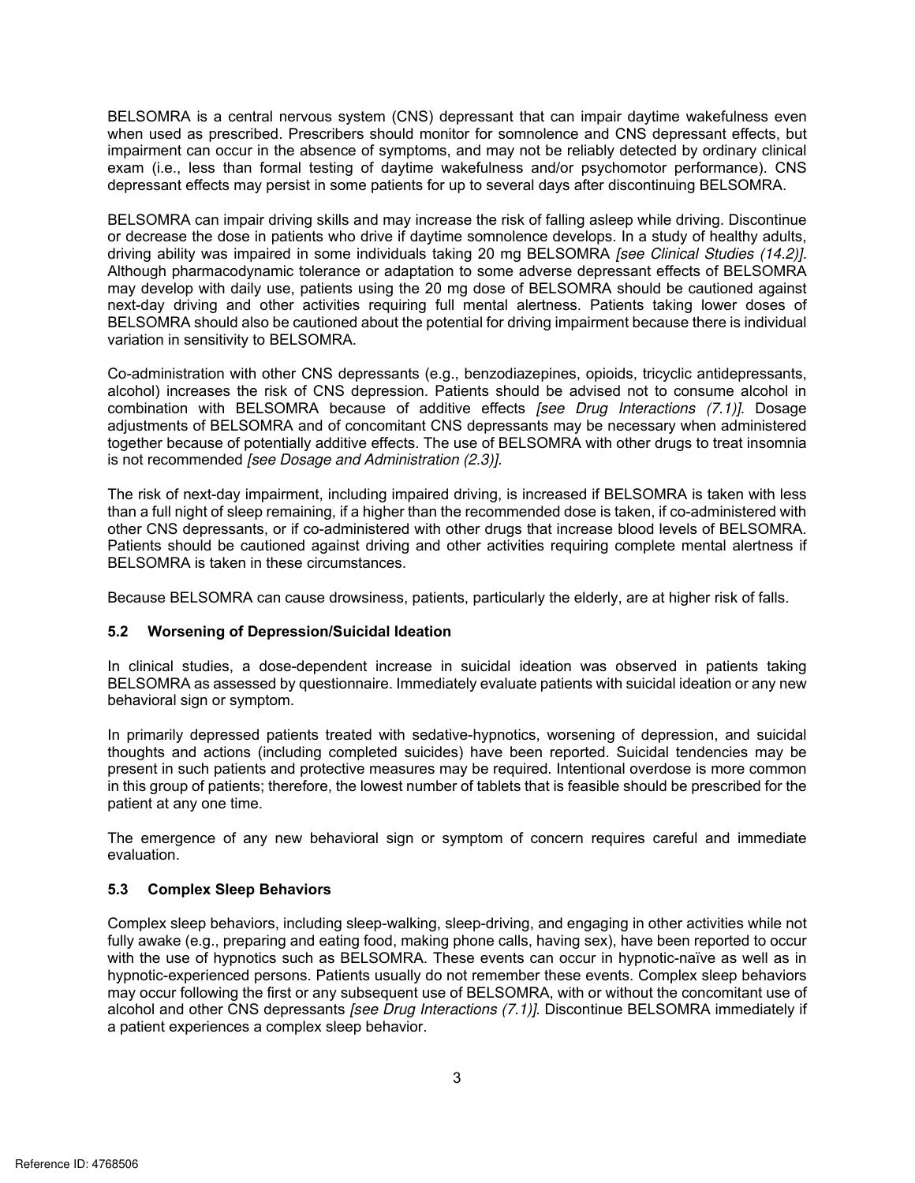BELSOMRA is a central nervous system (CNS) depressant that can impair daytime wakefulness even when used as prescribed. Prescribers should monitor for somnolence and CNS depressant effects, but impairment can occur in the absence of symptoms, and may not be reliably detected by ordinary clinical exam (i.e., less than formal testing of daytime wakefulness and/or psychomotor performance). CNS depressant effects may persist in some patients for up to several days after discontinuing BELSOMRA.

BELSOMRA can impair driving skills and may increase the risk of falling asleep while driving. Discontinue or decrease the dose in patients who drive if daytime somnolence develops. In a study of healthy adults, driving ability was impaired in some individuals taking 20 mg BELSOMRA *[see Clinical Studies (14.2)]*. Although pharmacodynamic tolerance or adaptation to some adverse depressant effects of BELSOMRA may develop with daily use, patients using the 20 mg dose of BELSOMRA should be cautioned against next-day driving and other activities requiring full mental alertness. Patients taking lower doses of BELSOMRA should also be cautioned about the potential for driving impairment because there is individual variation in sensitivity to BELSOMRA.

Co-administration with other CNS depressants (e.g., benzodiazepines, opioids, tricyclic antidepressants, alcohol) increases the risk of CNS depression. Patients should be advised not to consume alcohol in combination with BELSOMRA because of additive effects *[see Drug Interactions (7.1)]*. Dosage adjustments of BELSOMRA and of concomitant CNS depressants may be necessary when administered together because of potentially additive effects. The use of BELSOMRA with other drugs to treat insomnia is not recommended *[see Dosage and Administration (2.3)]*.

The risk of next-day impairment, including impaired driving, is increased if BELSOMRA is taken with less than a full night of sleep remaining, if a higher than the recommended dose is taken, if co-administered with other CNS depressants, or if co-administered with other drugs that increase blood levels of BELSOMRA. Patients should be cautioned against driving and other activities requiring complete mental alertness if BELSOMRA is taken in these circumstances.

Because BELSOMRA can cause drowsiness, patients, particularly the elderly, are at higher risk of falls.

### 5.2 Worsening of Depression/Suicidal Ideation

In clinical studies, a dose-dependent increase in suicidal ideation was observed in patients taking BELSOMRA as assessed by questionnaire. Immediately evaluate patients with suicidal ideation or any new behavioral sign or symptom.

In primarily depressed patients treated with sedative-hypnotics, worsening of depression, and suicidal thoughts and actions (including completed suicides) have been reported. Suicidal tendencies may be present in such patients and protective measures may be required. Intentional overdose is more common in this group of patients; therefore, the lowest number of tablets that is feasible should be prescribed for the patient at any one time.

The emergence of any new behavioral sign or symptom of concern requires careful and immediate evaluation.

### 5.3 Complex Sleep Behaviors

Complex sleep behaviors, including sleep-walking, sleep-driving, and engaging in other activities while not fully awake (e.g., preparing and eating food, making phone calls, having sex), have been reported to occur with the use of hypnotics such as BELSOMRA. These events can occur in hypnotic-naïve as well as in hypnotic-experienced persons. Patients usually do not remember these events. Complex sleep behaviors may occur following the first or any subsequent use of BELSOMRA, with or without the concomitant use of alcohol and other CNS depressants *[see Drug Interactions (7.1)]*. Discontinue BELSOMRA immediately if a patient experiences a complex sleep behavior.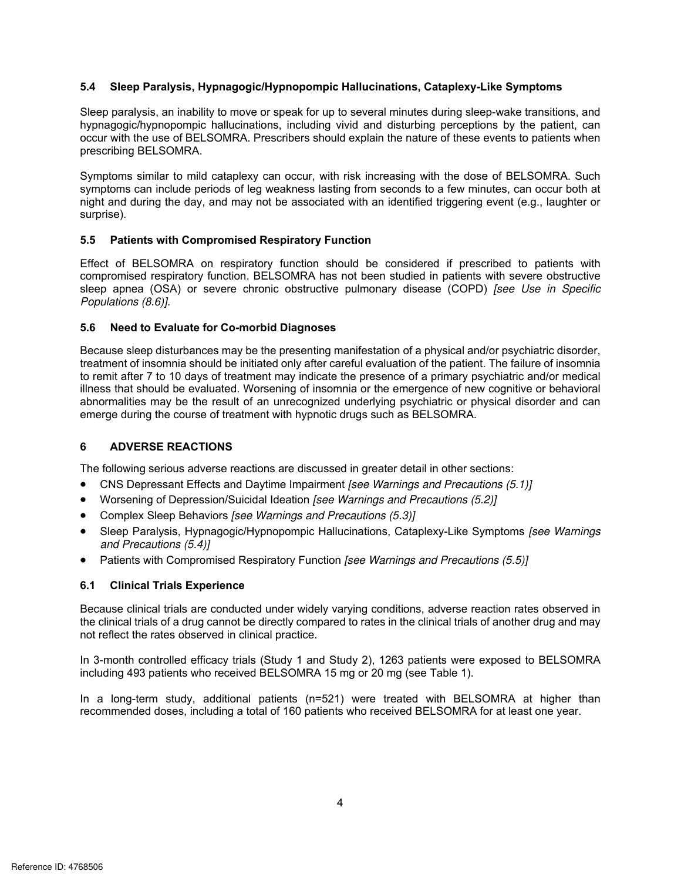### 5.4 Sleep Paralysis, Hypnagogic/Hypnopompic Hallucinations, Cataplexy-Like Symptoms

Sleep paralysis, an inability to move or speak for up to several minutes during sleep-wake transitions, and hypnagogic/hypnopompic hallucinations, including vivid and disturbing perceptions by the patient, can occur with the use of BELSOMRA. Prescribers should explain the nature of these events to patients when prescribing BELSOMRA.

Symptoms similar to mild cataplexy can occur, with risk increasing with the dose of BELSOMRA. Such symptoms can include periods of leg weakness lasting from seconds to a few minutes, can occur both at night and during the day, and may not be associated with an identified triggering event (e.g., laughter or surprise).

### 5.5 Patients with Compromised Respiratory Function

Effect of BELSOMRA on respiratory function should be considered if prescribed to patients with compromised respiratory function. BELSOMRA has not been studied in patients with severe obstructive sleep apnea (OSA) or severe chronic obstructive pulmonary disease (COPD) *[see Use in Specific Populations (8.6)]*.

### 5.6 Need to Evaluate for Co-morbid Diagnoses

Because sleep disturbances may be the presenting manifestation of a physical and/or psychiatric disorder, treatment of insomnia should be initiated only after careful evaluation of the patient. The failure of insomnia to remit after 7 to 10 days of treatment may indicate the presence of a primary psychiatric and/or medical illness that should be evaluated. Worsening of insomnia or the emergence of new cognitive or behavioral abnormalities may be the result of an unrecognized underlying psychiatric or physical disorder and can emerge during the course of treatment with hypnotic drugs such as BELSOMRA.

## 6 ADVERSE REACTIONS

The following serious adverse reactions are discussed in greater detail in other sections:

- CNS Depressant Effects and Daytime Impairment *[see Warnings and Precautions (5.1)]*
- Worsening of Depression/Suicidal Ideation *[see Warnings and Precautions (5.2)]*
- Complex Sleep Behaviors *[see Warnings and Precautions (5.3)]*
- Sleep Paralysis, Hypnagogic/Hypnopompic Hallucinations, Cataplexy-Like Symptoms *[see Warnings and Precautions (5.4)]*
- Patients with Compromised Respiratory Function *[see Warnings and Precautions (5.5)]*

### 6.1 Clinical Trials Experience

Because clinical trials are conducted under widely varying conditions, adverse reaction rates observed in the clinical trials of a drug cannot be directly compared to rates in the clinical trials of another drug and may not reflect the rates observed in clinical practice.

In 3-month controlled efficacy trials (Study 1 and Study 2), 1263 patients were exposed to BELSOMRA including 493 patients who received BELSOMRA 15 mg or 20 mg (see Table 1).

In a long-term study, additional patients (n=521) were treated with BELSOMRA at higher than recommended doses, including a total of 160 patients who received BELSOMRA for at least one year.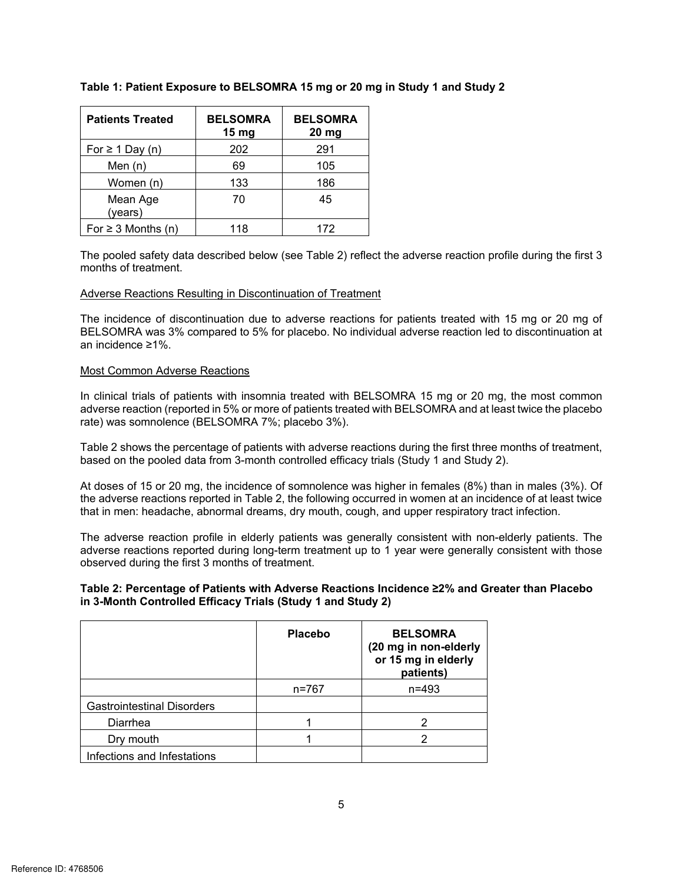**Table 1: Patient Exposure to BELSOMRA 15 mg or 20 mg in Study 1 and Study 2**

| Patients Treated | BELSOMRA 15 mg | BELSOMRA 20 mg |
|---|---|---|
| For ≥ 1 Day (n) | 202 | 291 |
| Men (n) | 69 | 105 |
| Women (n) | 133 | 186 |
| Mean Age (years) | 70 | 45 |
| For ≥ 3 Months (n) | 118 | 172 |

The pooled safety data described below (see Table 2) reflect the adverse reaction profile during the first 3 months of treatment.

Adverse Reactions Resulting in Discontinuation of Treatment

The incidence of discontinuation due to adverse reactions for patients treated with 15 mg or 20 mg of BELSOMRA was 3% compared to 5% for placebo. No individual adverse reaction led to discontinuation at an incidence ≥1%.

Most Common Adverse Reactions

In clinical trials of patients with insomnia treated with BELSOMRA 15 mg or 20 mg, the most common adverse reaction (reported in 5% or more of patients treated with BELSOMRA and at least twice the placebo rate) was somnolence (BELSOMRA 7%; placebo 3%).

Table 2 shows the percentage of patients with adverse reactions during the first three months of treatment, based on the pooled data from 3-month controlled efficacy trials (Study 1 and Study 2).

At doses of 15 or 20 mg, the incidence of somnolence was higher in females (8%) than in males (3%). Of the adverse reactions reported in Table 2, the following occurred in women at an incidence of at least twice that in men: headache, abnormal dreams, dry mouth, cough, and upper respiratory tract infection.

The adverse reaction profile in elderly patients was generally consistent with non-elderly patients. The adverse reactions reported during long-term treatment up to 1 year were generally consistent with those observed during the first 3 months of treatment.

**Table 2: Percentage of Patients with Adverse Reactions Incidence ≥2% and Greater than Placebo in 3-Month Controlled Efficacy Trials (Study 1 and Study 2)**

| | Placebo | BELSOMRA (20 mg in non-elderly or 15 mg in elderly patients) |
|---|---|---|
| | n=767 | n=493 |
| Gastrointestinal Disorders | | |
| Diarrhea | 1 | 2 |
| Dry mouth | 1 | 2 |
| Infections and Infestations | | |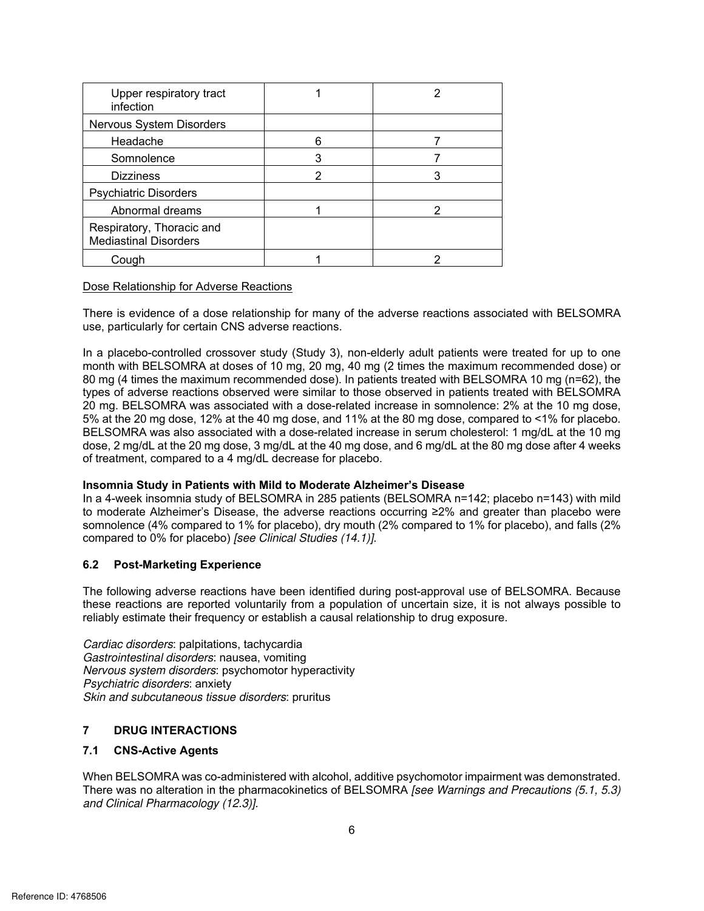| | | |
|---|---|---|
| Upper respiratory tract infection | 1 | 2 |
| Nervous System Disorders | | |
| Headache | 6 | 7 |
| Somnolence | 3 | 7 |
| Dizziness | 2 | 3 |
| Psychiatric Disorders | | |
| Abnormal dreams | 1 | 2 |
| Respiratory, Thoracic and Mediastinal Disorders | | |
| Cough | 1 | 2 |

Dose Relationship for Adverse Reactions

There is evidence of a dose relationship for many of the adverse reactions associated with BELSOMRA use, particularly for certain CNS adverse reactions.

In a placebo-controlled crossover study (Study 3), non-elderly adult patients were treated for up to one month with BELSOMRA at doses of 10 mg, 20 mg, 40 mg (2 times the maximum recommended dose) or 80 mg (4 times the maximum recommended dose). In patients treated with BELSOMRA 10 mg (n=62), the types of adverse reactions observed were similar to those observed in patients treated with BELSOMRA 20 mg. BELSOMRA was associated with a dose-related increase in somnolence: 2% at the 10 mg dose, 5% at the 20 mg dose, 12% at the 40 mg dose, and 11% at the 80 mg dose, compared to <1% for placebo. BELSOMRA was also associated with a dose-related increase in serum cholesterol: 1 mg/dL at the 10 mg dose, 2 mg/dL at the 20 mg dose, 3 mg/dL at the 40 mg dose, and 6 mg/dL at the 80 mg dose after 4 weeks of treatment, compared to a 4 mg/dL decrease for placebo.

**Insomnia Study in Patients with Mild to Moderate Alzheimer's Disease**

In a 4-week insomnia study of BELSOMRA in 285 patients (BELSOMRA n=142; placebo n=143) with mild to moderate Alzheimer's Disease, the adverse reactions occurring ≥2% and greater than placebo were somnolence (4% compared to 1% for placebo), dry mouth (2% compared to 1% for placebo), and falls (2% compared to 0% for placebo) *[see Clinical Studies (14.1)]*.

### 6.2 Post-Marketing Experience

The following adverse reactions have been identified during post-approval use of BELSOMRA. Because these reactions are reported voluntarily from a population of uncertain size, it is not always possible to reliably estimate their frequency or establish a causal relationship to drug exposure.

*Cardiac disorders*: palpitations, tachycardia
*Gastrointestinal disorders*: nausea, vomiting
*Nervous system disorders*: psychomotor hyperactivity
*Psychiatric disorders*: anxiety
*Skin and subcutaneous tissue disorders*: pruritus

## 7 DRUG INTERACTIONS

### 7.1 CNS-Active Agents

When BELSOMRA was co-administered with alcohol, additive psychomotor impairment was demonstrated. There was no alteration in the pharmacokinetics of BELSOMRA *[see Warnings and Precautions (5.1, 5.3) and Clinical Pharmacology (12.3)]*.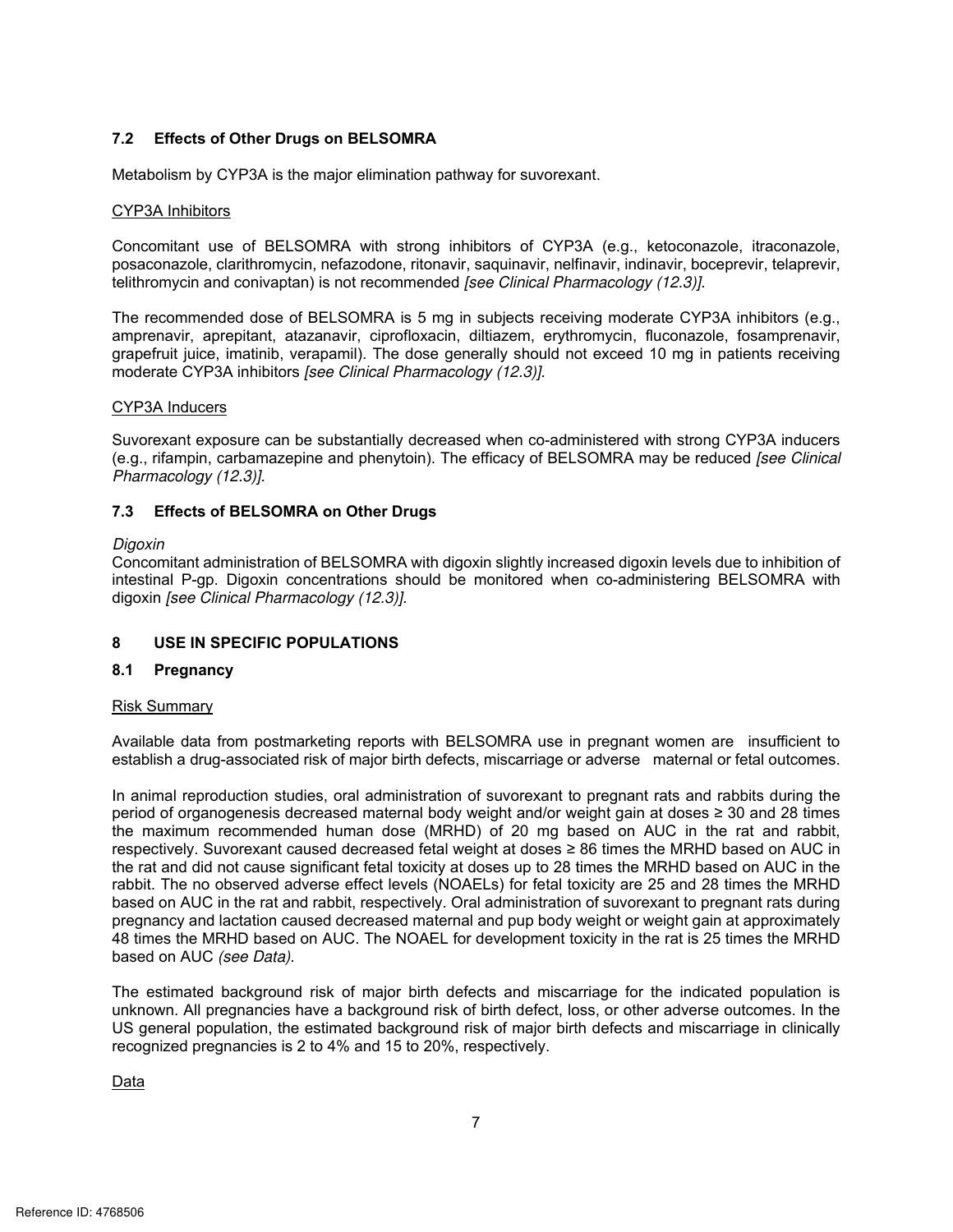### 7.2 Effects of Other Drugs on BELSOMRA

Metabolism by CYP3A is the major elimination pathway for suvorexant.

CYP3A Inhibitors

Concomitant use of BELSOMRA with strong inhibitors of CYP3A (e.g., ketoconazole, itraconazole, posaconazole, clarithromycin, nefazodone, ritonavir, saquinavir, nelfinavir, indinavir, boceprevir, telaprevir, telithromycin and conivaptan) is not recommended *[see Clinical Pharmacology (12.3)].*

The recommended dose of BELSOMRA is 5 mg in subjects receiving moderate CYP3A inhibitors (e.g., amprenavir, aprepitant, atazanavir, ciprofloxacin, diltiazem, erythromycin, fluconazole, fosamprenavir, grapefruit juice, imatinib, verapamil). The dose generally should not exceed 10 mg in patients receiving moderate CYP3A inhibitors *[see Clinical Pharmacology (12.3)]*.

CYP3A Inducers

Suvorexant exposure can be substantially decreased when co-administered with strong CYP3A inducers (e.g., rifampin, carbamazepine and phenytoin). The efficacy of BELSOMRA may be reduced *[see Clinical Pharmacology (12.3)].*

### 7.3 Effects of BELSOMRA on Other Drugs

*Digoxin*

Concomitant administration of BELSOMRA with digoxin slightly increased digoxin levels due to inhibition of intestinal P-gp. Digoxin concentrations should be monitored when co-administering BELSOMRA with digoxin *[see Clinical Pharmacology (12.3)].*

## 8 USE IN SPECIFIC POPULATIONS

### 8.1 Pregnancy

Risk Summary

Available data from postmarketing reports with BELSOMRA use in pregnant women are insufficient to establish a drug-associated risk of major birth defects, miscarriage or adverse maternal or fetal outcomes.

In animal reproduction studies, oral administration of suvorexant to pregnant rats and rabbits during the period of organogenesis decreased maternal body weight and/or weight gain at doses ≥ 30 and 28 times the maximum recommended human dose (MRHD) of 20 mg based on AUC in the rat and rabbit, respectively. Suvorexant caused decreased fetal weight at doses ≥ 86 times the MRHD based on AUC in the rat and did not cause significant fetal toxicity at doses up to 28 times the MRHD based on AUC in the rabbit. The no observed adverse effect levels (NOAELs) for fetal toxicity are 25 and 28 times the MRHD based on AUC in the rat and rabbit, respectively. Oral administration of suvorexant to pregnant rats during pregnancy and lactation caused decreased maternal and pup body weight or weight gain at approximately 48 times the MRHD based on AUC. The NOAEL for development toxicity in the rat is 25 times the MRHD based on AUC *(see Data)*.

The estimated background risk of major birth defects and miscarriage for the indicated population is unknown. All pregnancies have a background risk of birth defect, loss, or other adverse outcomes. In the US general population, the estimated background risk of major birth defects and miscarriage in clinically recognized pregnancies is 2 to 4% and 15 to 20%, respectively.

Data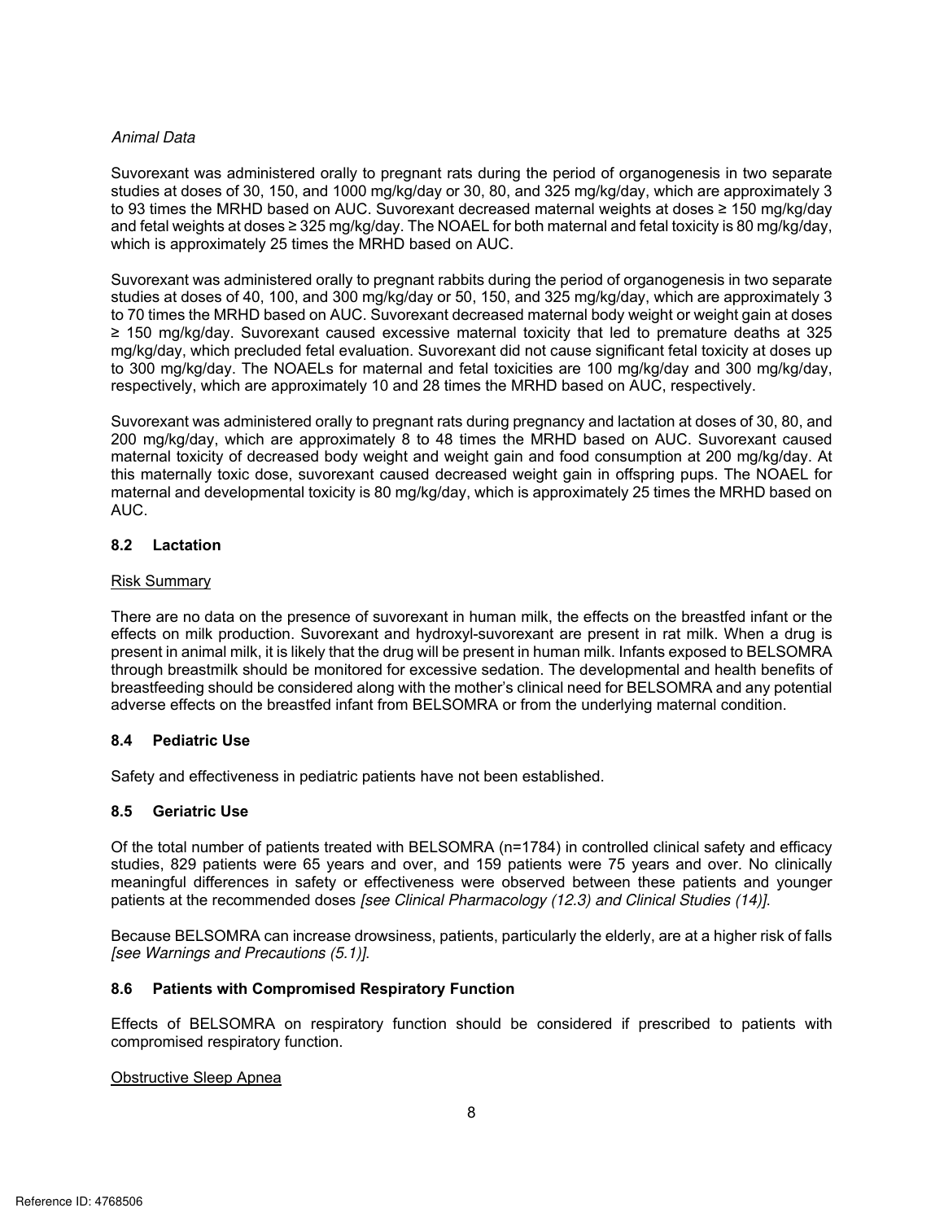*Animal Data*

Suvorexant was administered orally to pregnant rats during the period of organogenesis in two separate studies at doses of 30, 150, and 1000 mg/kg/day or 30, 80, and 325 mg/kg/day, which are approximately 3 to 93 times the MRHD based on AUC. Suvorexant decreased maternal weights at doses ≥ 150 mg/kg/day and fetal weights at doses ≥ 325 mg/kg/day. The NOAEL for both maternal and fetal toxicity is 80 mg/kg/day, which is approximately 25 times the MRHD based on AUC.

Suvorexant was administered orally to pregnant rabbits during the period of organogenesis in two separate studies at doses of 40, 100, and 300 mg/kg/day or 50, 150, and 325 mg/kg/day, which are approximately 3 to 70 times the MRHD based on AUC. Suvorexant decreased maternal body weight or weight gain at doses ≥ 150 mg/kg/day. Suvorexant caused excessive maternal toxicity that led to premature deaths at 325 mg/kg/day, which precluded fetal evaluation. Suvorexant did not cause significant fetal toxicity at doses up to 300 mg/kg/day. The NOAELs for maternal and fetal toxicities are 100 mg/kg/day and 300 mg/kg/day, respectively, which are approximately 10 and 28 times the MRHD based on AUC, respectively.

Suvorexant was administered orally to pregnant rats during pregnancy and lactation at doses of 30, 80, and 200 mg/kg/day, which are approximately 8 to 48 times the MRHD based on AUC. Suvorexant caused maternal toxicity of decreased body weight and weight gain and food consumption at 200 mg/kg/day. At this maternally toxic dose, suvorexant caused decreased weight gain in offspring pups. The NOAEL for maternal and developmental toxicity is 80 mg/kg/day, which is approximately 25 times the MRHD based on AUC.

## 8.2 Lactation

Risk Summary

There are no data on the presence of suvorexant in human milk, the effects on the breastfed infant or the effects on milk production. Suvorexant and hydroxyl-suvorexant are present in rat milk. When a drug is present in animal milk, it is likely that the drug will be present in human milk. Infants exposed to BELSOMRA through breastmilk should be monitored for excessive sedation. The developmental and health benefits of breastfeeding should be considered along with the mother's clinical need for BELSOMRA and any potential adverse effects on the breastfed infant from BELSOMRA or from the underlying maternal condition.

## 8.4 Pediatric Use

Safety and effectiveness in pediatric patients have not been established.

## 8.5 Geriatric Use

Of the total number of patients treated with BELSOMRA (n=1784) in controlled clinical safety and efficacy studies, 829 patients were 65 years and over, and 159 patients were 75 years and over. No clinically meaningful differences in safety or effectiveness were observed between these patients and younger patients at the recommended doses *[see Clinical Pharmacology (12.3) and Clinical Studies (14)]*.

Because BELSOMRA can increase drowsiness, patients, particularly the elderly, are at a higher risk of falls *[see Warnings and Precautions (5.1)]*.

## 8.6 Patients with Compromised Respiratory Function

Effects of BELSOMRA on respiratory function should be considered if prescribed to patients with compromised respiratory function.

Obstructive Sleep Apnea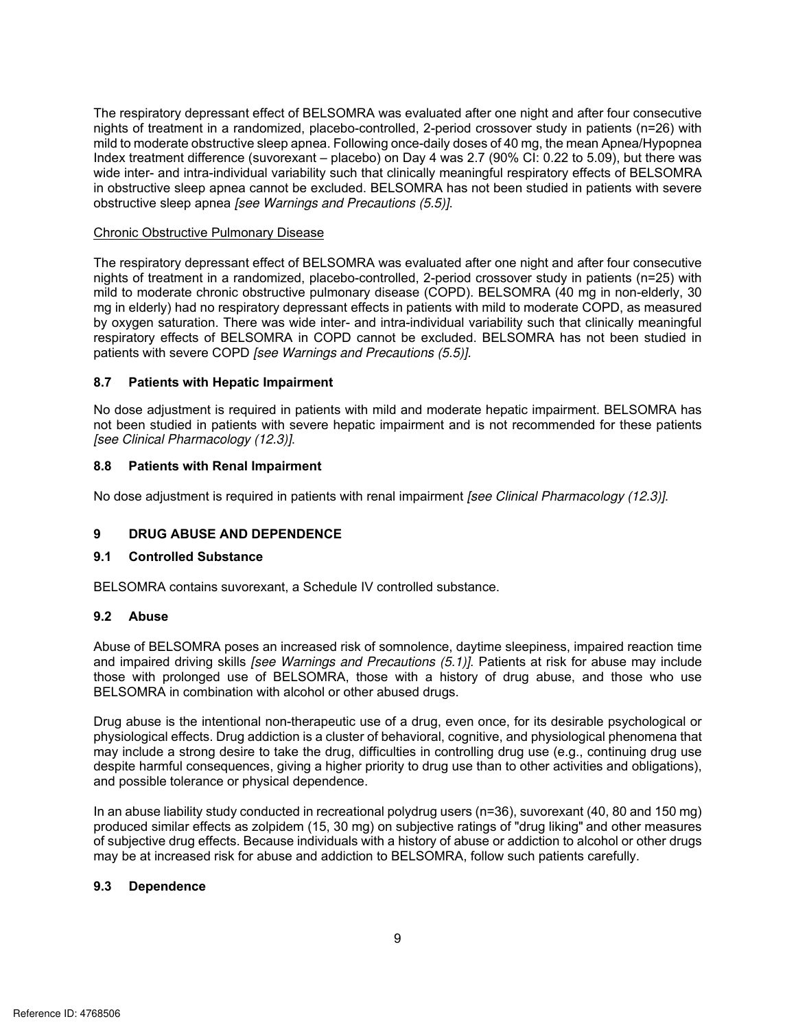The respiratory depressant effect of BELSOMRA was evaluated after one night and after four consecutive nights of treatment in a randomized, placebo-controlled, 2-period crossover study in patients (n=26) with mild to moderate obstructive sleep apnea. Following once-daily doses of 40 mg, the mean Apnea/Hypopnea Index treatment difference (suvorexant – placebo) on Day 4 was 2.7 (90% CI: 0.22 to 5.09), but there was wide inter- and intra-individual variability such that clinically meaningful respiratory effects of BELSOMRA in obstructive sleep apnea cannot be excluded. BELSOMRA has not been studied in patients with severe obstructive sleep apnea *[see Warnings and Precautions (5.5)]*.

Chronic Obstructive Pulmonary Disease

The respiratory depressant effect of BELSOMRA was evaluated after one night and after four consecutive nights of treatment in a randomized, placebo-controlled, 2-period crossover study in patients (n=25) with mild to moderate chronic obstructive pulmonary disease (COPD). BELSOMRA (40 mg in non-elderly, 30 mg in elderly) had no respiratory depressant effects in patients with mild to moderate COPD, as measured by oxygen saturation. There was wide inter- and intra-individual variability such that clinically meaningful respiratory effects of BELSOMRA in COPD cannot be excluded. BELSOMRA has not been studied in patients with severe COPD *[see Warnings and Precautions (5.5)]*.

### 8.7 Patients with Hepatic Impairment

No dose adjustment is required in patients with mild and moderate hepatic impairment. BELSOMRA has not been studied in patients with severe hepatic impairment and is not recommended for these patients *[see Clinical Pharmacology (12.3)]*.

### 8.8 Patients with Renal Impairment

No dose adjustment is required in patients with renal impairment *[see Clinical Pharmacology (12.3)]*.

## 9 DRUG ABUSE AND DEPENDENCE

### 9.1 Controlled Substance

BELSOMRA contains suvorexant, a Schedule IV controlled substance.

### 9.2 Abuse

Abuse of BELSOMRA poses an increased risk of somnolence, daytime sleepiness, impaired reaction time and impaired driving skills *[see Warnings and Precautions (5.1)]*. Patients at risk for abuse may include those with prolonged use of BELSOMRA, those with a history of drug abuse, and those who use BELSOMRA in combination with alcohol or other abused drugs.

Drug abuse is the intentional non-therapeutic use of a drug, even once, for its desirable psychological or physiological effects. Drug addiction is a cluster of behavioral, cognitive, and physiological phenomena that may include a strong desire to take the drug, difficulties in controlling drug use (e.g., continuing drug use despite harmful consequences, giving a higher priority to drug use than to other activities and obligations), and possible tolerance or physical dependence.

In an abuse liability study conducted in recreational polydrug users (n=36), suvorexant (40, 80 and 150 mg) produced similar effects as zolpidem (15, 30 mg) on subjective ratings of "drug liking" and other measures of subjective drug effects. Because individuals with a history of abuse or addiction to alcohol or other drugs may be at increased risk for abuse and addiction to BELSOMRA, follow such patients carefully.

### 9.3 Dependence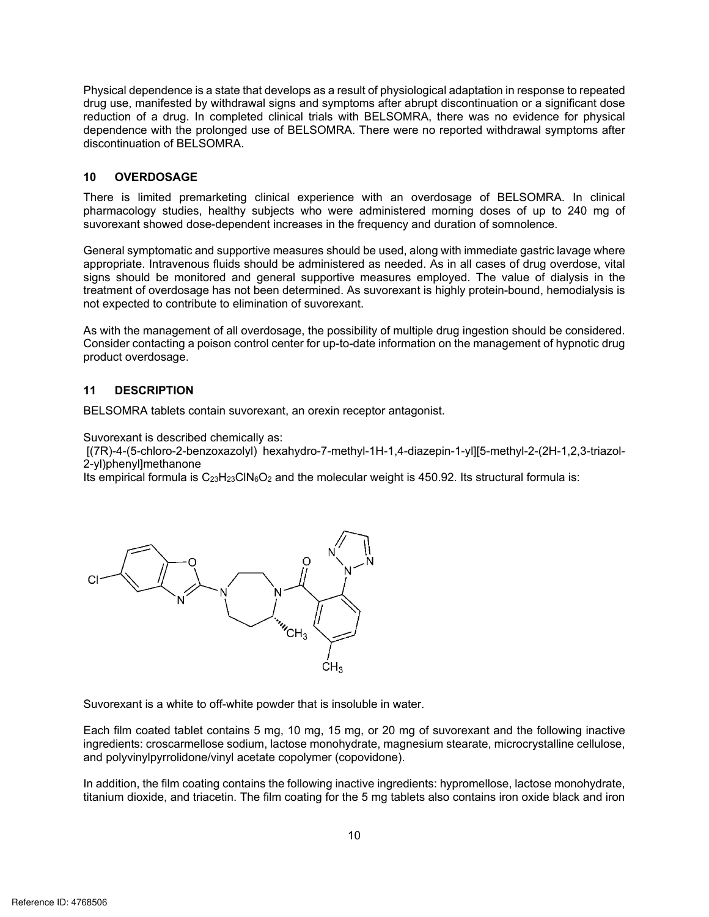Physical dependence is a state that develops as a result of physiological adaptation in response to repeated drug use, manifested by withdrawal signs and symptoms after abrupt discontinuation or a significant dose reduction of a drug. In completed clinical trials with BELSOMRA, there was no evidence for physical dependence with the prolonged use of BELSOMRA. There were no reported withdrawal symptoms after discontinuation of BELSOMRA.

## 10 OVERDOSAGE

There is limited premarketing clinical experience with an overdosage of BELSOMRA. In clinical pharmacology studies, healthy subjects who were administered morning doses of up to 240 mg of suvorexant showed dose-dependent increases in the frequency and duration of somnolence.

General symptomatic and supportive measures should be used, along with immediate gastric lavage where appropriate. Intravenous fluids should be administered as needed. As in all cases of drug overdose, vital signs should be monitored and general supportive measures employed. The value of dialysis in the treatment of overdosage has not been determined. As suvorexant is highly protein-bound, hemodialysis is not expected to contribute to elimination of suvorexant.

As with the management of all overdosage, the possibility of multiple drug ingestion should be considered. Consider contacting a poison control center for up-to-date information on the management of hypnotic drug product overdosage.

## 11 DESCRIPTION

BELSOMRA tablets contain suvorexant, an orexin receptor antagonist.

Suvorexant is described chemically as:

[(7R)-4-(5-chloro-2-benzoxazolyl) hexahydro-7-methyl-1H-1,4-diazepin-1-yl][5-methyl-2-(2H-1,2,3-triazol-2-yl)phenyl]methanone

Its empirical formula is $C_{23}H_{23}ClN_6O_2$ and the molecular weight is 450.92. Its structural formula is:

Suvorexant is a white to off-white powder that is insoluble in water.

Each film coated tablet contains 5 mg, 10 mg, 15 mg, or 20 mg of suvorexant and the following inactive ingredients: croscarmellose sodium, lactose monohydrate, magnesium stearate, microcrystalline cellulose, and polyvinylpyrrolidone/vinyl acetate copolymer (copovidone).

In addition, the film coating contains the following inactive ingredients: hypromellose, lactose monohydrate, titanium dioxide, and triacetin. The film coating for the 5 mg tablets also contains iron oxide black and iron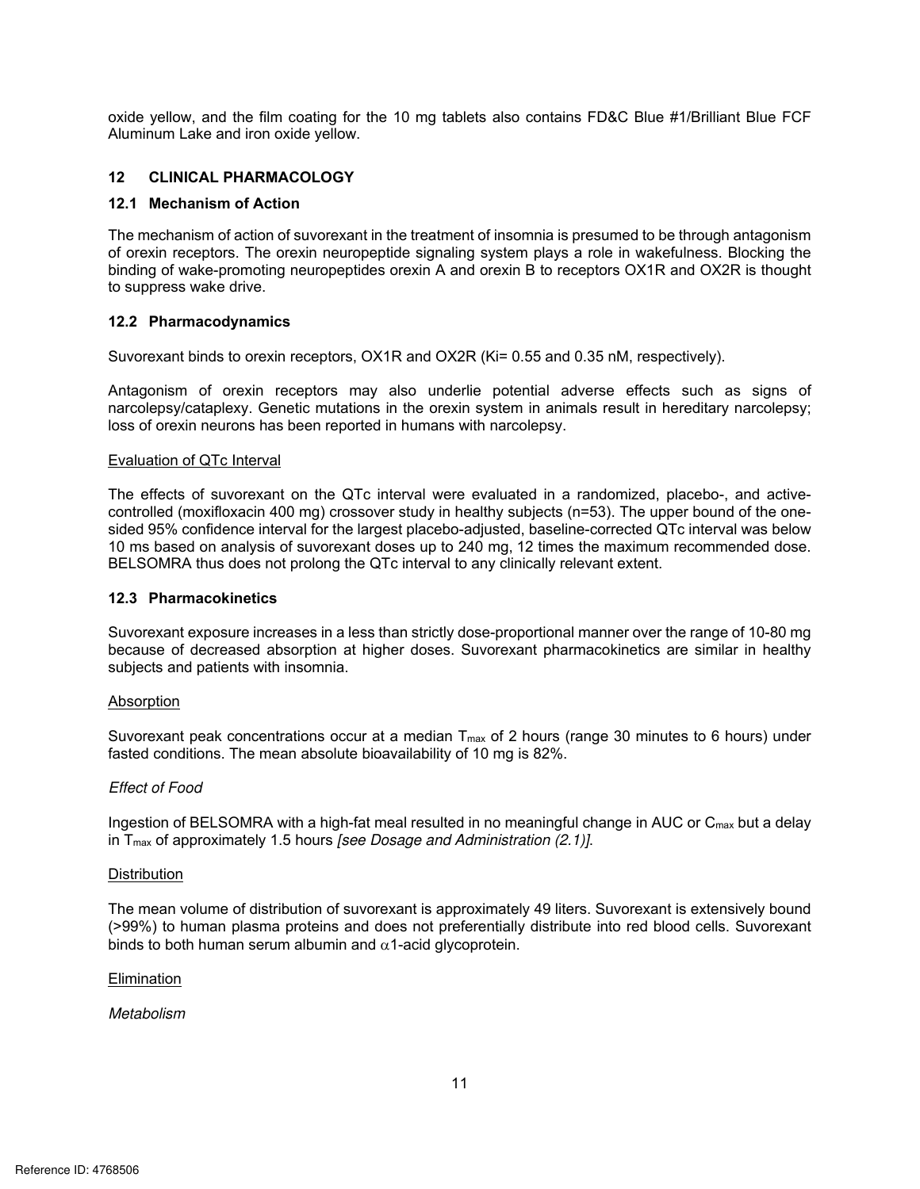oxide yellow, and the film coating for the 10 mg tablets also contains FD&C Blue #1/Brilliant Blue FCF Aluminum Lake and iron oxide yellow.

## 12 CLINICAL PHARMACOLOGY

### 12.1 Mechanism of Action

The mechanism of action of suvorexant in the treatment of insomnia is presumed to be through antagonism of orexin receptors. The orexin neuropeptide signaling system plays a role in wakefulness. Blocking the binding of wake-promoting neuropeptides orexin A and orexin B to receptors OX1R and OX2R is thought to suppress wake drive.

### 12.2 Pharmacodynamics

Suvorexant binds to orexin receptors, OX1R and OX2R (Ki= 0.55 and 0.35 nM, respectively).

Antagonism of orexin receptors may also underlie potential adverse effects such as signs of narcolepsy/cataplexy. Genetic mutations in the orexin system in animals result in hereditary narcolepsy; loss of orexin neurons has been reported in humans with narcolepsy.

Evaluation of QTc Interval

The effects of suvorexant on the QTc interval were evaluated in a randomized, placebo-, and active-controlled (moxifloxacin 400 mg) crossover study in healthy subjects (n=53). The upper bound of the one-sided 95% confidence interval for the largest placebo-adjusted, baseline-corrected QTc interval was below 10 ms based on analysis of suvorexant doses up to 240 mg, 12 times the maximum recommended dose. BELSOMRA thus does not prolong the QTc interval to any clinically relevant extent.

### 12.3 Pharmacokinetics

Suvorexant exposure increases in a less than strictly dose-proportional manner over the range of 10-80 mg because of decreased absorption at higher doses. Suvorexant pharmacokinetics are similar in healthy subjects and patients with insomnia.

Absorption

Suvorexant peak concentrations occur at a median $T_{max}$ of 2 hours (range 30 minutes to 6 hours) under fasted conditions. The mean absolute bioavailability of 10 mg is 82%.

*Effect of Food*

Ingestion of BELSOMRA with a high-fat meal resulted in no meaningful change in AUC or $C_{max}$ but a delay in $T_{max}$ of approximately 1.5 hours *[see Dosage and Administration (2.1)]*.

Distribution

The mean volume of distribution of suvorexant is approximately 49 liters. Suvorexant is extensively bound (>99%) to human plasma proteins and does not preferentially distribute into red blood cells. Suvorexant binds to both human serum albumin and $\alpha$1-acid glycoprotein.

Elimination

*Metabolism*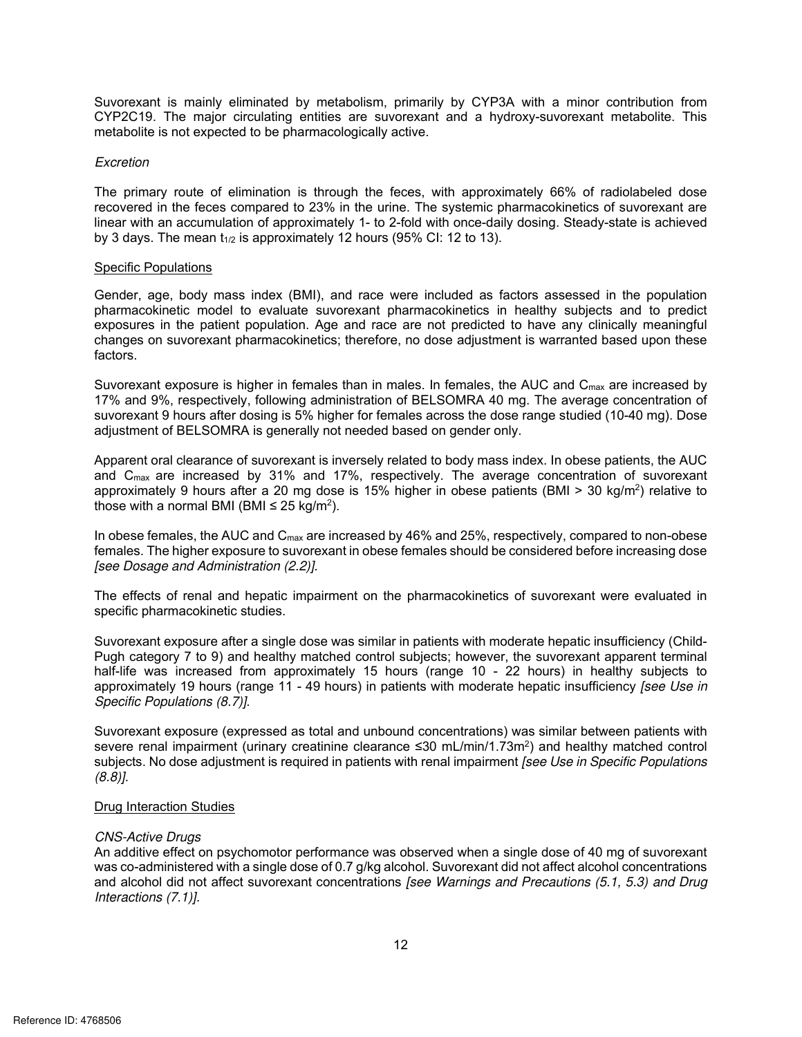Suvorexant is mainly eliminated by metabolism, primarily by CYP3A with a minor contribution from CYP2C19. The major circulating entities are suvorexant and a hydroxy-suvorexant metabolite. This metabolite is not expected to be pharmacologically active.

*Excretion*

The primary route of elimination is through the feces, with approximately 66% of radiolabeled dose recovered in the feces compared to 23% in the urine. The systemic pharmacokinetics of suvorexant are linear with an accumulation of approximately 1- to 2-fold with once-daily dosing. Steady-state is achieved by 3 days. The mean $t_{1/2}$ is approximately 12 hours (95% CI: 12 to 13).

Specific Populations

Gender, age, body mass index (BMI), and race were included as factors assessed in the population pharmacokinetic model to evaluate suvorexant pharmacokinetics in healthy subjects and to predict exposures in the patient population. Age and race are not predicted to have any clinically meaningful changes on suvorexant pharmacokinetics; therefore, no dose adjustment is warranted based upon these factors.

Suvorexant exposure is higher in females than in males. In females, the AUC and $C_{max}$ are increased by 17% and 9%, respectively, following administration of BELSOMRA 40 mg. The average concentration of suvorexant 9 hours after dosing is 5% higher for females across the dose range studied (10-40 mg). Dose adjustment of BELSOMRA is generally not needed based on gender only.

Apparent oral clearance of suvorexant is inversely related to body mass index. In obese patients, the AUC and $C_{max}$ are increased by 31% and 17%, respectively. The average concentration of suvorexant approximately 9 hours after a 20 mg dose is 15% higher in obese patients (BMI > 30 kg/m$^2$) relative to those with a normal BMI (BMI ≤ 25 kg/m$^2$).

In obese females, the AUC and $C_{max}$ are increased by 46% and 25%, respectively, compared to non-obese females. The higher exposure to suvorexant in obese females should be considered before increasing dose *[see Dosage and Administration (2.2)]*.

The effects of renal and hepatic impairment on the pharmacokinetics of suvorexant were evaluated in specific pharmacokinetic studies.

Suvorexant exposure after a single dose was similar in patients with moderate hepatic insufficiency (Child-Pugh category 7 to 9) and healthy matched control subjects; however, the suvorexant apparent terminal half-life was increased from approximately 15 hours (range 10 - 22 hours) in healthy subjects to approximately 19 hours (range 11 - 49 hours) in patients with moderate hepatic insufficiency *[see Use in Specific Populations (8.7)]*.

Suvorexant exposure (expressed as total and unbound concentrations) was similar between patients with severe renal impairment (urinary creatinine clearance ≤30 mL/min/1.73m$^2$) and healthy matched control subjects. No dose adjustment is required in patients with renal impairment *[see Use in Specific Populations (8.8)]*.

Drug Interaction Studies

*CNS-Active Drugs*

An additive effect on psychomotor performance was observed when a single dose of 40 mg of suvorexant was co-administered with a single dose of 0.7 g/kg alcohol. Suvorexant did not affect alcohol concentrations and alcohol did not affect suvorexant concentrations *[see Warnings and Precautions (5.1, 5.3) and Drug Interactions (7.1)]*.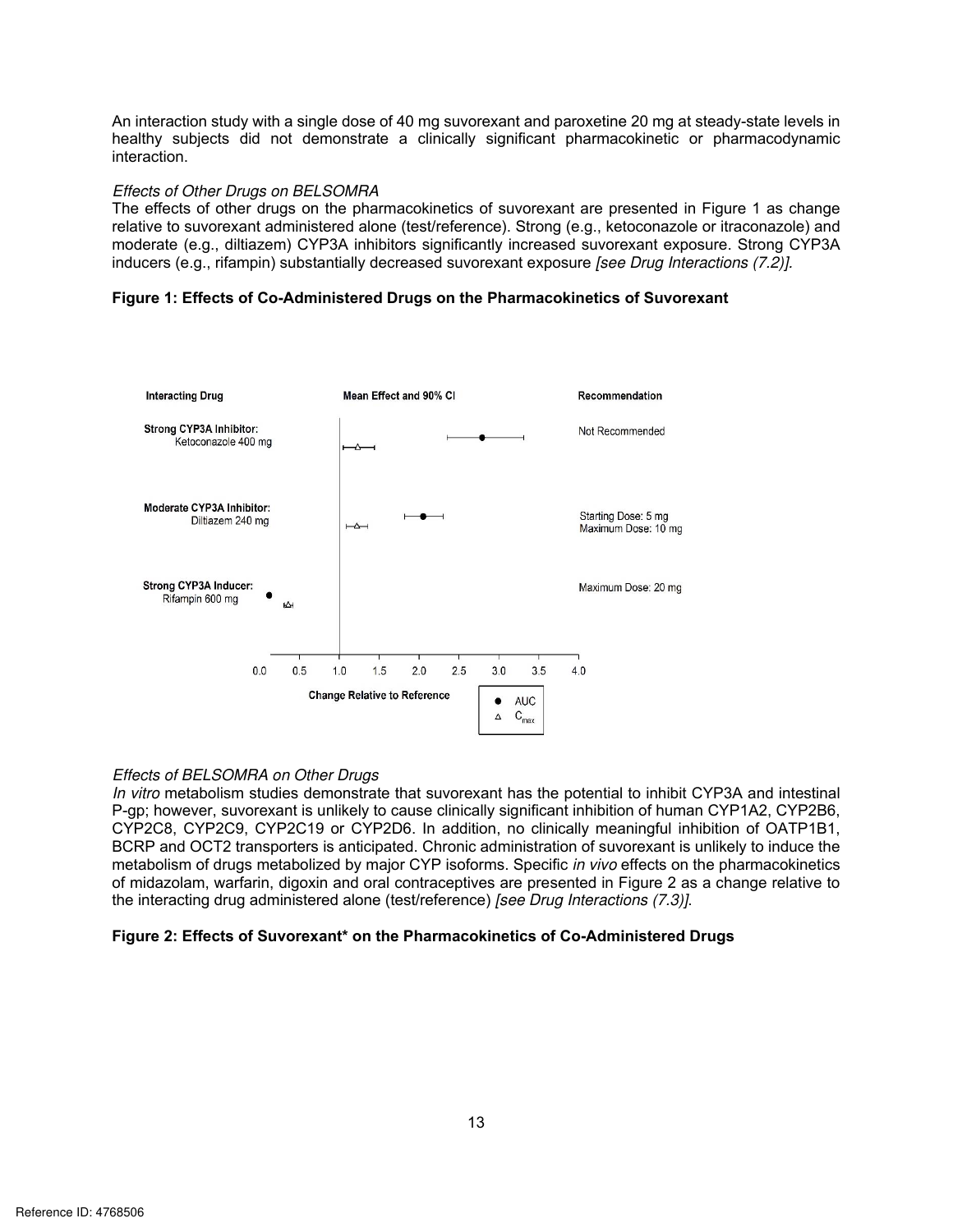An interaction study with a single dose of 40 mg suvorexant and paroxetine 20 mg at steady-state levels in healthy subjects did not demonstrate a clinically significant pharmacokinetic or pharmacodynamic interaction.

*Effects of Other Drugs on BELSOMRA*

The effects of other drugs on the pharmacokinetics of suvorexant are presented in Figure 1 as change relative to suvorexant administered alone (test/reference). Strong (e.g., ketoconazole or itraconazole) and moderate (e.g., diltiazem) CYP3A inhibitors significantly increased suvorexant exposure. Strong CYP3A inducers (e.g., rifampin) substantially decreased suvorexant exposure *[see Drug Interactions (7.2)]*.

**Figure 1: Effects of Co-Administered Drugs on the Pharmacokinetics of Suvorexant**

| Interacting Drug | Mean Effect and 90% CI | Recommendation |
|---|---|---|
| Strong CYP3A Inhibitor: Ketoconazole 400 mg | | Not Recommended |
| Moderate CYP3A Inhibitor: Diltiazem 240 mg | | Starting Dose: 5 mg Maximum Dose: 10 mg |
| Strong CYP3A Inducer: Rifampin 600 mg | | Maximum Dose: 20 mg |

Change Relative to Reference (0.0 – 4.0); ● AUC; △ $C_{max}$

*Effects of BELSOMRA on Other Drugs*

*In vitro* metabolism studies demonstrate that suvorexant has the potential to inhibit CYP3A and intestinal P-gp; however, suvorexant is unlikely to cause clinically significant inhibition of human CYP1A2, CYP2B6, CYP2C8, CYP2C9, CYP2C19 or CYP2D6. In addition, no clinically meaningful inhibition of OATP1B1, BCRP and OCT2 transporters is anticipated. Chronic administration of suvorexant is unlikely to induce the metabolism of drugs metabolized by major CYP isoforms. Specific *in vivo* effects on the pharmacokinetics of midazolam, warfarin, digoxin and oral contraceptives are presented in Figure 2 as a change relative to the interacting drug administered alone (test/reference) *[see Drug Interactions (7.3)]*.

**Figure 2: Effects of Suvorexant* on the Pharmacokinetics of Co-Administered Drugs**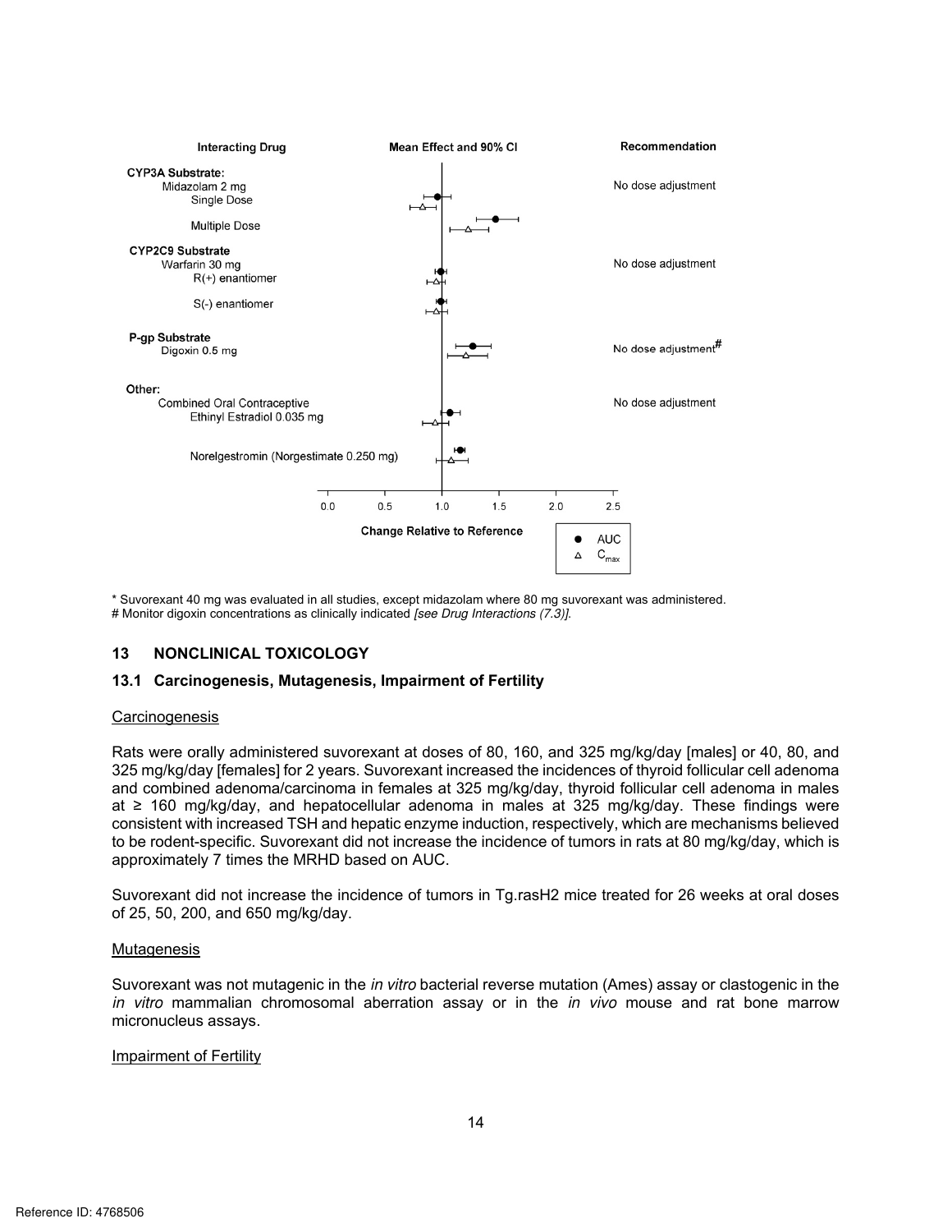| Interacting Drug | Mean Effect and 90% CI | Recommendation |
|---|---|---|
| **CYP3A Substrate:** | | |
| Midazolam 2 mg | | No dose adjustment |
| Single Dose | | |
| Multiple Dose | | |
| **CYP2C9 Substrate** | | |
| Warfarin 30 mg | | No dose adjustment |
| R(+) enantiomer | | |
| S(-) enantiomer | | |
| **P-gp Substrate** | | |
| Digoxin 0.5 mg | | No dose adjustment# |
| Other: | | |
| Combined Oral Contraceptive | | No dose adjustment |
| Ethinyl Estradiol 0.035 mg | | |
| Norelgestromin (Norgestimate 0.250 mg) | | |

Change Relative to Reference (axis: 0.0, 0.5, 1.0, 1.5, 2.0, 2.5)

● AUC
△ $C_{max}$

\* Suvorexant 40 mg was evaluated in all studies, except midazolam where 80 mg suvorexant was administered.
\# Monitor digoxin concentrations as clinically indicated *[see Drug Interactions (7.3)]*.

## 13 NONCLINICAL TOXICOLOGY

### 13.1 Carcinogenesis, Mutagenesis, Impairment of Fertility

Carcinogenesis

Rats were orally administered suvorexant at doses of 80, 160, and 325 mg/kg/day [males] or 40, 80, and 325 mg/kg/day [females] for 2 years. Suvorexant increased the incidences of thyroid follicular cell adenoma and combined adenoma/carcinoma in females at 325 mg/kg/day, thyroid follicular cell adenoma in males at ≥ 160 mg/kg/day, and hepatocellular adenoma in males at 325 mg/kg/day. These findings were consistent with increased TSH and hepatic enzyme induction, respectively, which are mechanisms believed to be rodent-specific. Suvorexant did not increase the incidence of tumors in rats at 80 mg/kg/day, which is approximately 7 times the MRHD based on AUC.

Suvorexant did not increase the incidence of tumors in Tg.rasH2 mice treated for 26 weeks at oral doses of 25, 50, 200, and 650 mg/kg/day.

Mutagenesis

Suvorexant was not mutagenic in the *in vitro* bacterial reverse mutation (Ames) assay or clastogenic in the *in vitro* mammalian chromosomal aberration assay or in the *in vivo* mouse and rat bone marrow micronucleus assays.

Impairment of Fertility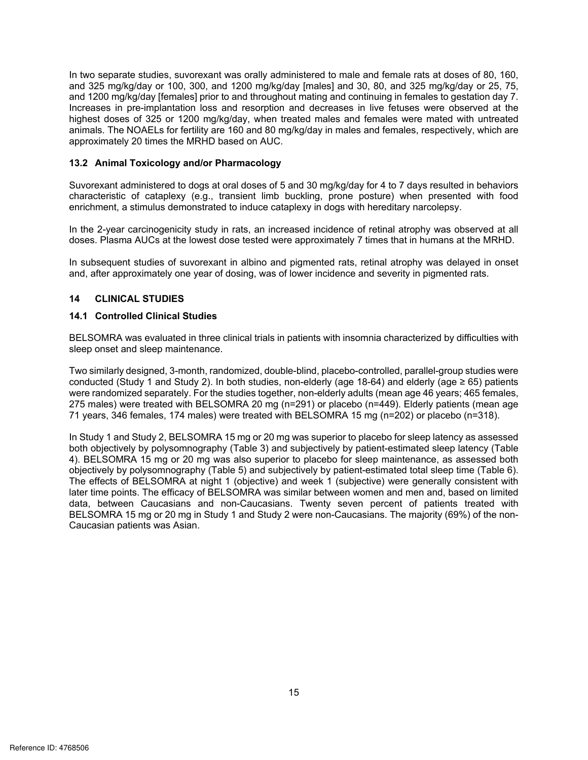In two separate studies, suvorexant was orally administered to male and female rats at doses of 80, 160, and 325 mg/kg/day or 100, 300, and 1200 mg/kg/day [males] and 30, 80, and 325 mg/kg/day or 25, 75, and 1200 mg/kg/day [females] prior to and throughout mating and continuing in females to gestation day 7. Increases in pre-implantation loss and resorption and decreases in live fetuses were observed at the highest doses of 325 or 1200 mg/kg/day, when treated males and females were mated with untreated animals. The NOAELs for fertility are 160 and 80 mg/kg/day in males and females, respectively, which are approximately 20 times the MRHD based on AUC.

### 13.2 Animal Toxicology and/or Pharmacology

Suvorexant administered to dogs at oral doses of 5 and 30 mg/kg/day for 4 to 7 days resulted in behaviors characteristic of cataplexy (e.g., transient limb buckling, prone posture) when presented with food enrichment, a stimulus demonstrated to induce cataplexy in dogs with hereditary narcolepsy.

In the 2-year carcinogenicity study in rats, an increased incidence of retinal atrophy was observed at all doses. Plasma AUCs at the lowest dose tested were approximately 7 times that in humans at the MRHD.

In subsequent studies of suvorexant in albino and pigmented rats, retinal atrophy was delayed in onset and, after approximately one year of dosing, was of lower incidence and severity in pigmented rats.

## 14 CLINICAL STUDIES

### 14.1 Controlled Clinical Studies

BELSOMRA was evaluated in three clinical trials in patients with insomnia characterized by difficulties with sleep onset and sleep maintenance.

Two similarly designed, 3-month, randomized, double-blind, placebo-controlled, parallel-group studies were conducted (Study 1 and Study 2). In both studies, non-elderly (age 18-64) and elderly (age ≥ 65) patients were randomized separately. For the studies together, non-elderly adults (mean age 46 years; 465 females, 275 males) were treated with BELSOMRA 20 mg (n=291) or placebo (n=449). Elderly patients (mean age 71 years, 346 females, 174 males) were treated with BELSOMRA 15 mg (n=202) or placebo (n=318).

In Study 1 and Study 2, BELSOMRA 15 mg or 20 mg was superior to placebo for sleep latency as assessed both objectively by polysomnography (Table 3) and subjectively by patient-estimated sleep latency (Table 4). BELSOMRA 15 mg or 20 mg was also superior to placebo for sleep maintenance, as assessed both objectively by polysomnography (Table 5) and subjectively by patient-estimated total sleep time (Table 6). The effects of BELSOMRA at night 1 (objective) and week 1 (subjective) were generally consistent with later time points. The efficacy of BELSOMRA was similar between women and men and, based on limited data, between Caucasians and non-Caucasians. Twenty seven percent of patients treated with BELSOMRA 15 mg or 20 mg in Study 1 and Study 2 were non-Caucasians. The majority (69%) of the non-Caucasian patients was Asian.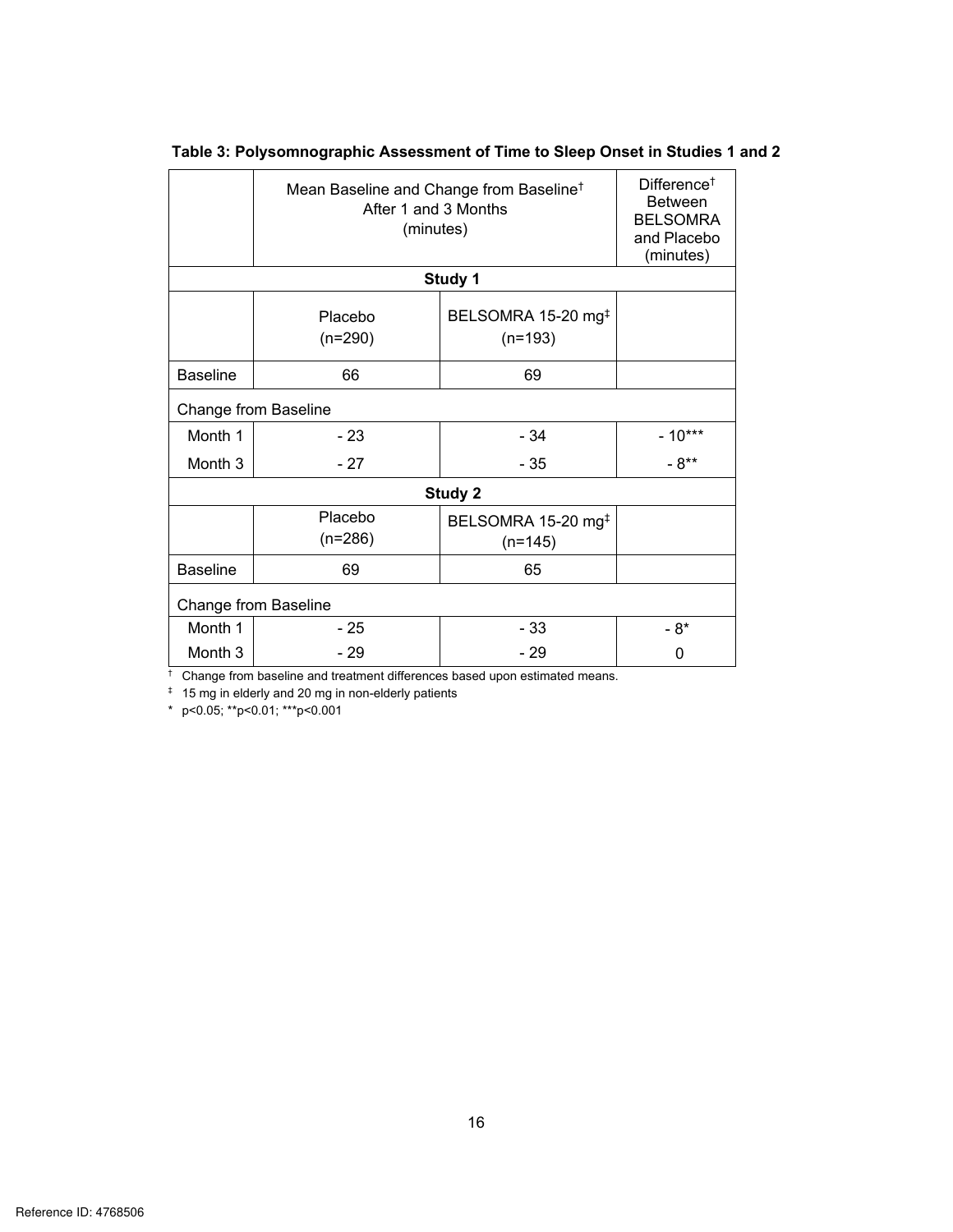**Table 3: Polysomnographic Assessment of Time to Sleep Onset in Studies 1 and 2**

| | Mean Baseline and Change from Baseline† After 1 and 3 Months (minutes) | | Difference† Between BELSOMRA and Placebo (minutes) |
|---|---|---|---|
| **Study 1** | | | |
| | Placebo (n=290) | BELSOMRA 15-20 mg‡ (n=193) | |
| Baseline | 66 | 69 | |
| Change from Baseline | | | |
| Month 1 | - 23 | - 34 | - 10*** |
| Month 3 | - 27 | - 35 | - 8** |
| **Study 2** | | | |
| | Placebo (n=286) | BELSOMRA 15-20 mg‡ (n=145) | |
| Baseline | 69 | 65 | |
| Change from Baseline | | | |
| Month 1 | - 25 | - 33 | - 8* |
| Month 3 | - 29 | - 29 | 0 |

† Change from baseline and treatment differences based upon estimated means.

‡ 15 mg in elderly and 20 mg in non-elderly patients

* $p<0.05$; ** $p<0.01$; *** $p<0.001$

Reference ID: 4768506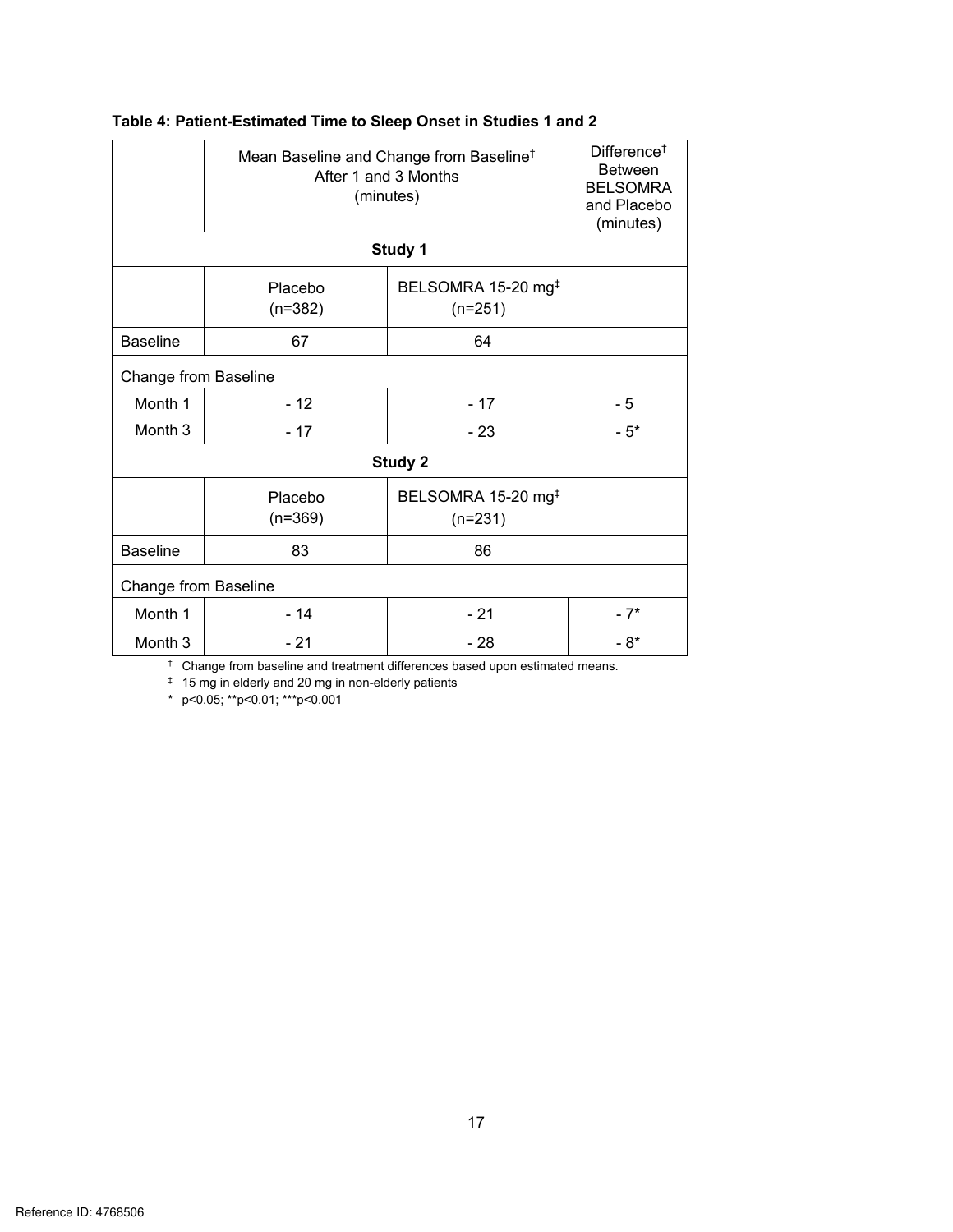**Table 4: Patient-Estimated Time to Sleep Onset in Studies 1 and 2**

| | Mean Baseline and Change from Baseline† After 1 and 3 Months (minutes) | | Difference† Between BELSOMRA and Placebo (minutes) |
|---|---|---|---|
| **Study 1** | | | |
| | Placebo (n=382) | BELSOMRA 15-20 mg‡ (n=251) | |
| Baseline | 67 | 64 | |
| Change from Baseline | | | |
| Month 1 | - 12 | - 17 | - 5 |
| Month 3 | - 17 | - 23 | - 5* |
| **Study 2** | | | |
| | Placebo (n=369) | BELSOMRA 15-20 mg‡ (n=231) | |
| Baseline | 83 | 86 | |
| Change from Baseline | | | |
| Month 1 | - 14 | - 21 | - 7* |
| Month 3 | - 21 | - 28 | - 8* |

† Change from baseline and treatment differences based upon estimated means.

‡ 15 mg in elderly and 20 mg in non-elderly patients

* $p<0.05$; ** $p<0.01$; *** $p<0.001$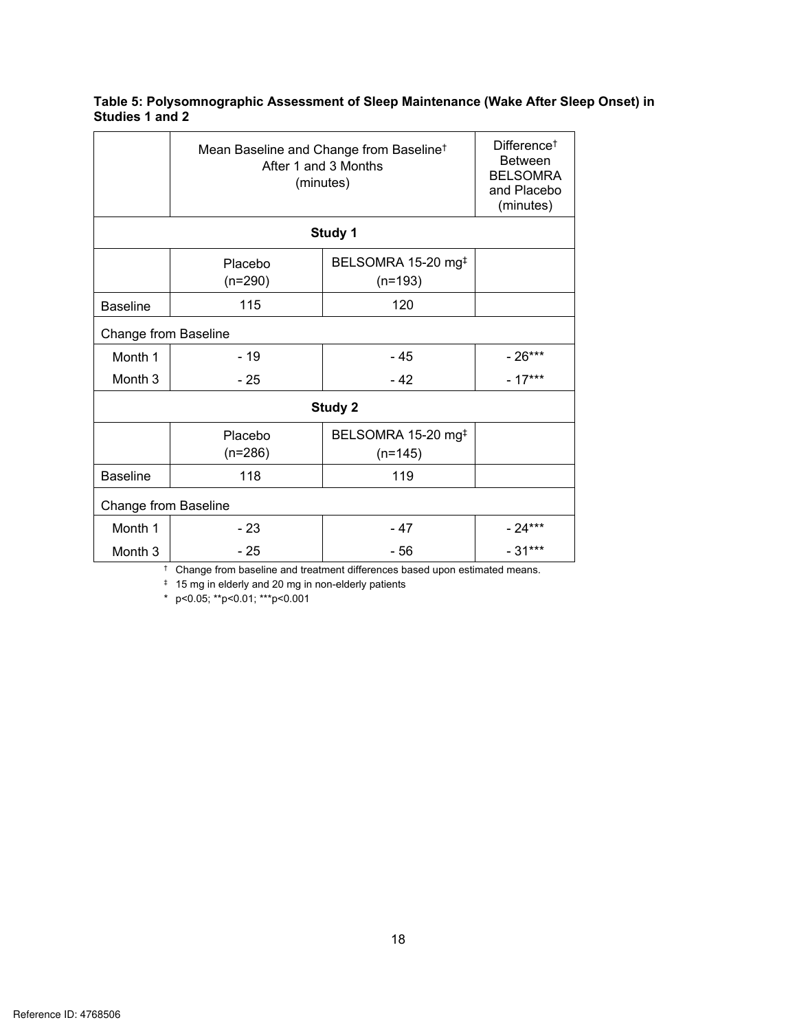**Table 5: Polysomnographic Assessment of Sleep Maintenance (Wake After Sleep Onset) in Studies 1 and 2**

| | Mean Baseline and Change from Baseline† After 1 and 3 Months (minutes) | | Difference† Between BELSOMRA and Placebo (minutes) |
|---|---|---|---|
| **Study 1** | | | |
| | Placebo (n=290) | BELSOMRA 15-20 mg‡ (n=193) | |
| Baseline | 115 | 120 | |
| Change from Baseline | | | |
| Month 1 | - 19 | - 45 | - 26*** |
| Month 3 | - 25 | - 42 | - 17*** |
| **Study 2** | | | |
| | Placebo (n=286) | BELSOMRA 15-20 mg‡ (n=145) | |
| Baseline | 118 | 119 | |
| Change from Baseline | | | |
| Month 1 | - 23 | - 47 | - 24*** |
| Month 3 | - 25 | - 56 | - 31*** |

† Change from baseline and treatment differences based upon estimated means.

‡ 15 mg in elderly and 20 mg in non-elderly patients

* $p<0.05$; ** $p<0.01$; *** $p<0.001$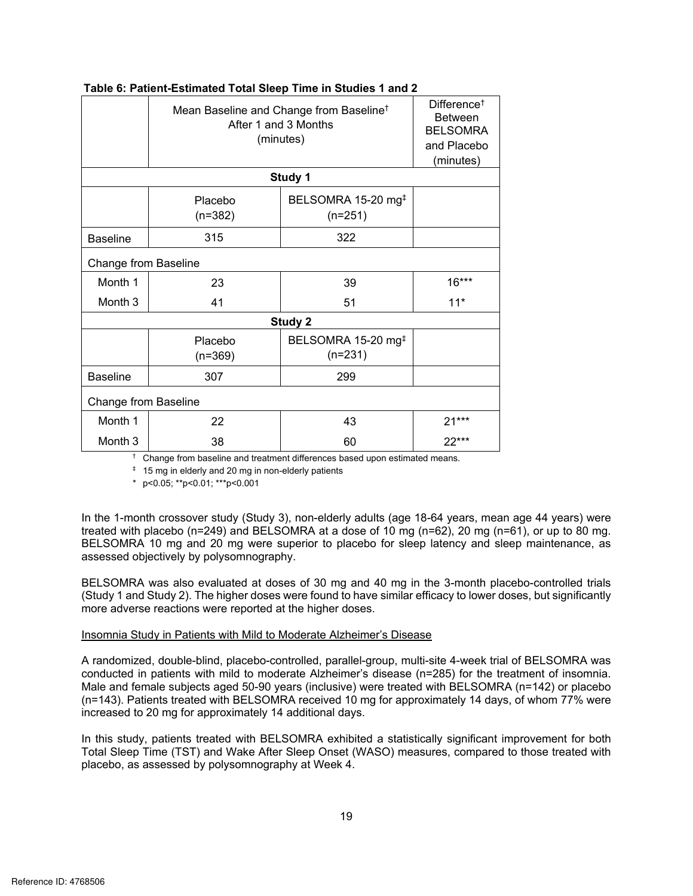**Table 6: Patient-Estimated Total Sleep Time in Studies 1 and 2**

| | Mean Baseline and Change from Baseline† After 1 and 3 Months (minutes) | | Difference† Between BELSOMRA and Placebo (minutes) |
|---|---|---|---|
| **Study 1** | | | |
| | Placebo (n=382) | BELSOMRA 15-20 mg‡ (n=251) | |
| Baseline | 315 | 322 | |
| Change from Baseline | | | |
| Month 1 | 23 | 39 | 16*** |
| Month 3 | 41 | 51 | 11* |
| **Study 2** | | | |
| | Placebo (n=369) | BELSOMRA 15-20 mg‡ (n=231) | |
| Baseline | 307 | 299 | |
| Change from Baseline | | | |
| Month 1 | 22 | 43 | 21*** |
| Month 3 | 38 | 60 | 22*** |

† Change from baseline and treatment differences based upon estimated means.

‡ 15 mg in elderly and 20 mg in non-elderly patients

\* $p<0.05$; ** $p<0.01$; *** $p<0.001$

In the 1-month crossover study (Study 3), non-elderly adults (age 18-64 years, mean age 44 years) were treated with placebo (n=249) and BELSOMRA at a dose of 10 mg (n=62), 20 mg (n=61), or up to 80 mg. BELSOMRA 10 mg and 20 mg were superior to placebo for sleep latency and sleep maintenance, as assessed objectively by polysomnography.

BELSOMRA was also evaluated at doses of 30 mg and 40 mg in the 3-month placebo-controlled trials (Study 1 and Study 2). The higher doses were found to have similar efficacy to lower doses, but significantly more adverse reactions were reported at the higher doses.

Insomnia Study in Patients with Mild to Moderate Alzheimer's Disease

A randomized, double-blind, placebo-controlled, parallel-group, multi-site 4-week trial of BELSOMRA was conducted in patients with mild to moderate Alzheimer's disease (n=285) for the treatment of insomnia. Male and female subjects aged 50-90 years (inclusive) were treated with BELSOMRA (n=142) or placebo (n=143). Patients treated with BELSOMRA received 10 mg for approximately 14 days, of whom 77% were increased to 20 mg for approximately 14 additional days.

In this study, patients treated with BELSOMRA exhibited a statistically significant improvement for both Total Sleep Time (TST) and Wake After Sleep Onset (WASO) measures, compared to those treated with placebo, as assessed by polysomnography at Week 4.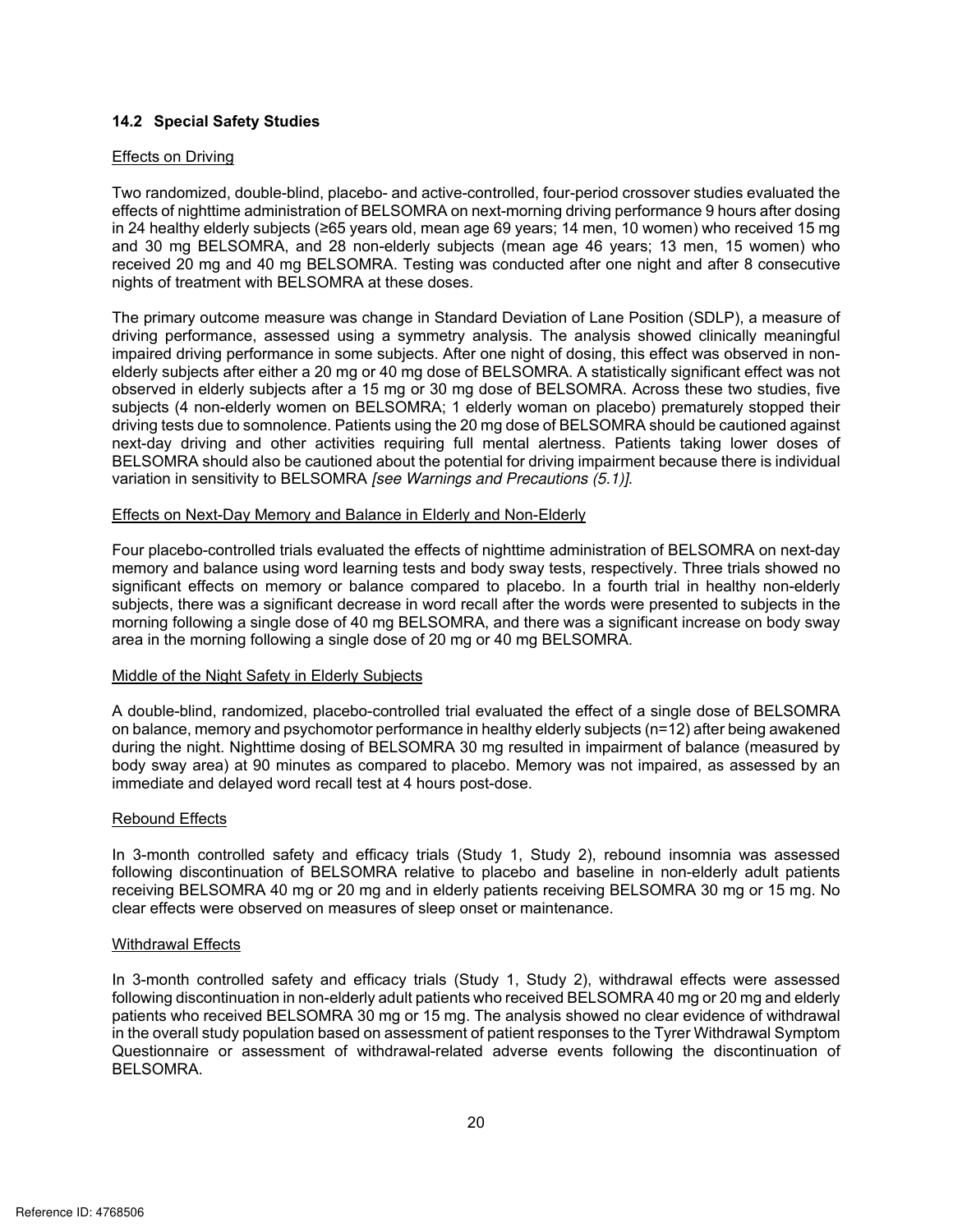## 14.2 Special Safety Studies

Effects on Driving

Two randomized, double-blind, placebo- and active-controlled, four-period crossover studies evaluated the effects of nighttime administration of BELSOMRA on next-morning driving performance 9 hours after dosing in 24 healthy elderly subjects (≥65 years old, mean age 69 years; 14 men, 10 women) who received 15 mg and 30 mg BELSOMRA, and 28 non-elderly subjects (mean age 46 years; 13 men, 15 women) who received 20 mg and 40 mg BELSOMRA. Testing was conducted after one night and after 8 consecutive nights of treatment with BELSOMRA at these doses.

The primary outcome measure was change in Standard Deviation of Lane Position (SDLP), a measure of driving performance, assessed using a symmetry analysis. The analysis showed clinically meaningful impaired driving performance in some subjects. After one night of dosing, this effect was observed in non-elderly subjects after either a 20 mg or 40 mg dose of BELSOMRA. A statistically significant effect was not observed in elderly subjects after a 15 mg or 30 mg dose of BELSOMRA. Across these two studies, five subjects (4 non-elderly women on BELSOMRA; 1 elderly woman on placebo) prematurely stopped their driving tests due to somnolence. Patients using the 20 mg dose of BELSOMRA should be cautioned against next-day driving and other activities requiring full mental alertness. Patients taking lower doses of BELSOMRA should also be cautioned about the potential for driving impairment because there is individual variation in sensitivity to BELSOMRA *[see Warnings and Precautions (5.1)]*.

Effects on Next-Day Memory and Balance in Elderly and Non-Elderly

Four placebo-controlled trials evaluated the effects of nighttime administration of BELSOMRA on next-day memory and balance using word learning tests and body sway tests, respectively. Three trials showed no significant effects on memory or balance compared to placebo. In a fourth trial in healthy non-elderly subjects, there was a significant decrease in word recall after the words were presented to subjects in the morning following a single dose of 40 mg BELSOMRA, and there was a significant increase on body sway area in the morning following a single dose of 20 mg or 40 mg BELSOMRA.

Middle of the Night Safety in Elderly Subjects

A double-blind, randomized, placebo-controlled trial evaluated the effect of a single dose of BELSOMRA on balance, memory and psychomotor performance in healthy elderly subjects (n=12) after being awakened during the night. Nighttime dosing of BELSOMRA 30 mg resulted in impairment of balance (measured by body sway area) at 90 minutes as compared to placebo. Memory was not impaired, as assessed by an immediate and delayed word recall test at 4 hours post-dose.

Rebound Effects

In 3-month controlled safety and efficacy trials (Study 1, Study 2), rebound insomnia was assessed following discontinuation of BELSOMRA relative to placebo and baseline in non-elderly adult patients receiving BELSOMRA 40 mg or 20 mg and in elderly patients receiving BELSOMRA 30 mg or 15 mg. No clear effects were observed on measures of sleep onset or maintenance.

Withdrawal Effects

In 3-month controlled safety and efficacy trials (Study 1, Study 2), withdrawal effects were assessed following discontinuation in non-elderly adult patients who received BELSOMRA 40 mg or 20 mg and elderly patients who received BELSOMRA 30 mg or 15 mg. The analysis showed no clear evidence of withdrawal in the overall study population based on assessment of patient responses to the Tyrer Withdrawal Symptom Questionnaire or assessment of withdrawal-related adverse events following the discontinuation of BELSOMRA.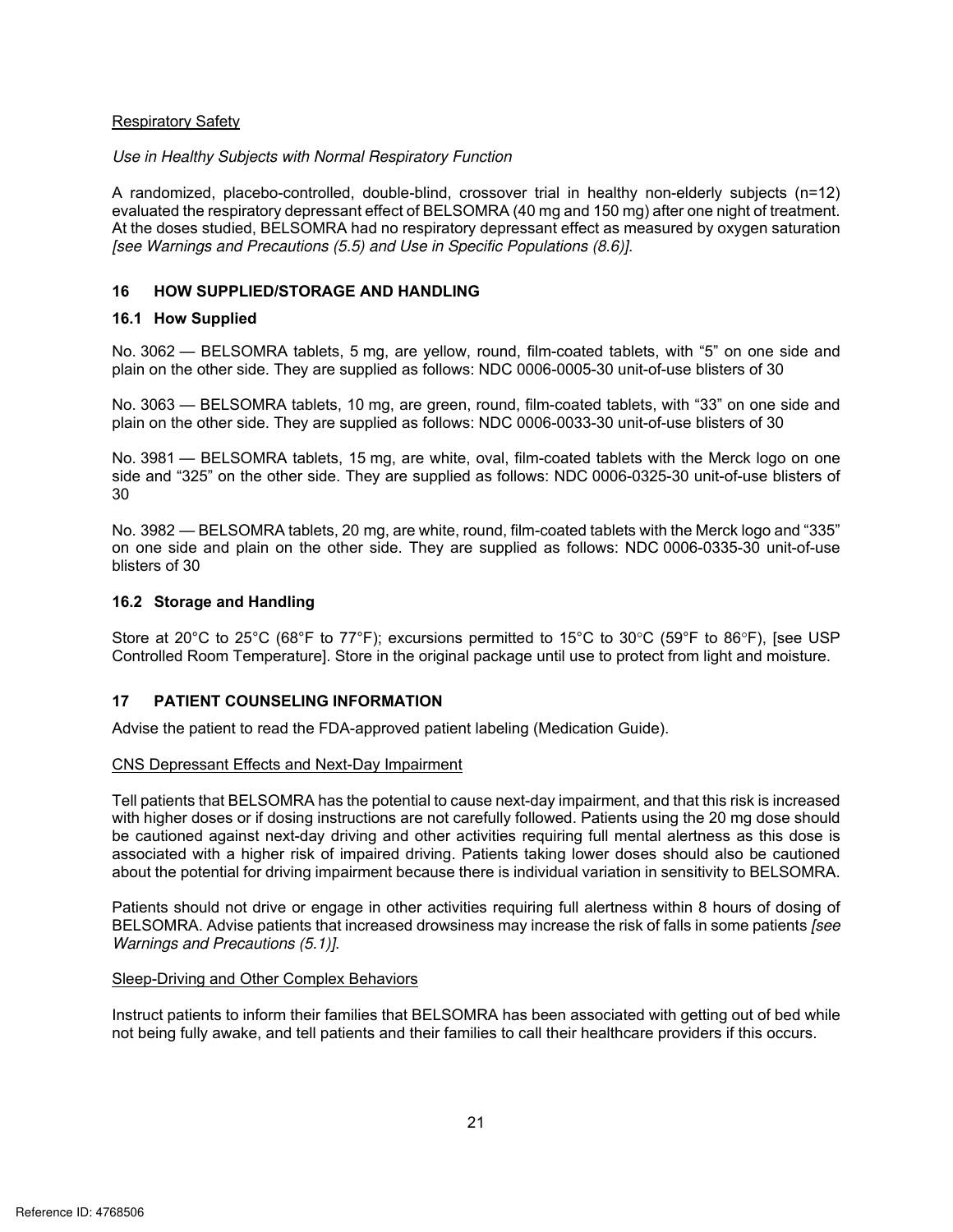Respiratory Safety

*Use in Healthy Subjects with Normal Respiratory Function*

A randomized, placebo-controlled, double-blind, crossover trial in healthy non-elderly subjects (n=12) evaluated the respiratory depressant effect of BELSOMRA (40 mg and 150 mg) after one night of treatment. At the doses studied, BELSOMRA had no respiratory depressant effect as measured by oxygen saturation *[see Warnings and Precautions (5.5) and Use in Specific Populations (8.6)]*.

## 16 HOW SUPPLIED/STORAGE AND HANDLING

### 16.1 How Supplied

No. 3062 — BELSOMRA tablets, 5 mg, are yellow, round, film-coated tablets, with “5” on one side and plain on the other side. They are supplied as follows: NDC 0006-0005-30 unit-of-use blisters of 30

No. 3063 — BELSOMRA tablets, 10 mg, are green, round, film-coated tablets, with “33” on one side and plain on the other side. They are supplied as follows: NDC 0006-0033-30 unit-of-use blisters of 30

No. 3981 — BELSOMRA tablets, 15 mg, are white, oval, film-coated tablets with the Merck logo on one side and “325” on the other side. They are supplied as follows: NDC 0006-0325-30 unit-of-use blisters of 30

No. 3982 — BELSOMRA tablets, 20 mg, are white, round, film-coated tablets with the Merck logo and “335” on one side and plain on the other side. They are supplied as follows: NDC 0006-0335-30 unit-of-use blisters of 30

### 16.2 Storage and Handling

Store at 20°C to 25°C (68°F to 77°F); excursions permitted to 15°C to 30°C (59°F to 86°F), [see USP Controlled Room Temperature]. Store in the original package until use to protect from light and moisture.

## 17 PATIENT COUNSELING INFORMATION

Advise the patient to read the FDA-approved patient labeling (Medication Guide).

CNS Depressant Effects and Next-Day Impairment

Tell patients that BELSOMRA has the potential to cause next-day impairment, and that this risk is increased with higher doses or if dosing instructions are not carefully followed. Patients using the 20 mg dose should be cautioned against next-day driving and other activities requiring full mental alertness as this dose is associated with a higher risk of impaired driving. Patients taking lower doses should also be cautioned about the potential for driving impairment because there is individual variation in sensitivity to BELSOMRA.

Patients should not drive or engage in other activities requiring full alertness within 8 hours of dosing of BELSOMRA. Advise patients that increased drowsiness may increase the risk of falls in some patients *[see Warnings and Precautions (5.1)]*.

Sleep-Driving and Other Complex Behaviors

Instruct patients to inform their families that BELSOMRA has been associated with getting out of bed while not being fully awake, and tell patients and their families to call their healthcare providers if this occurs.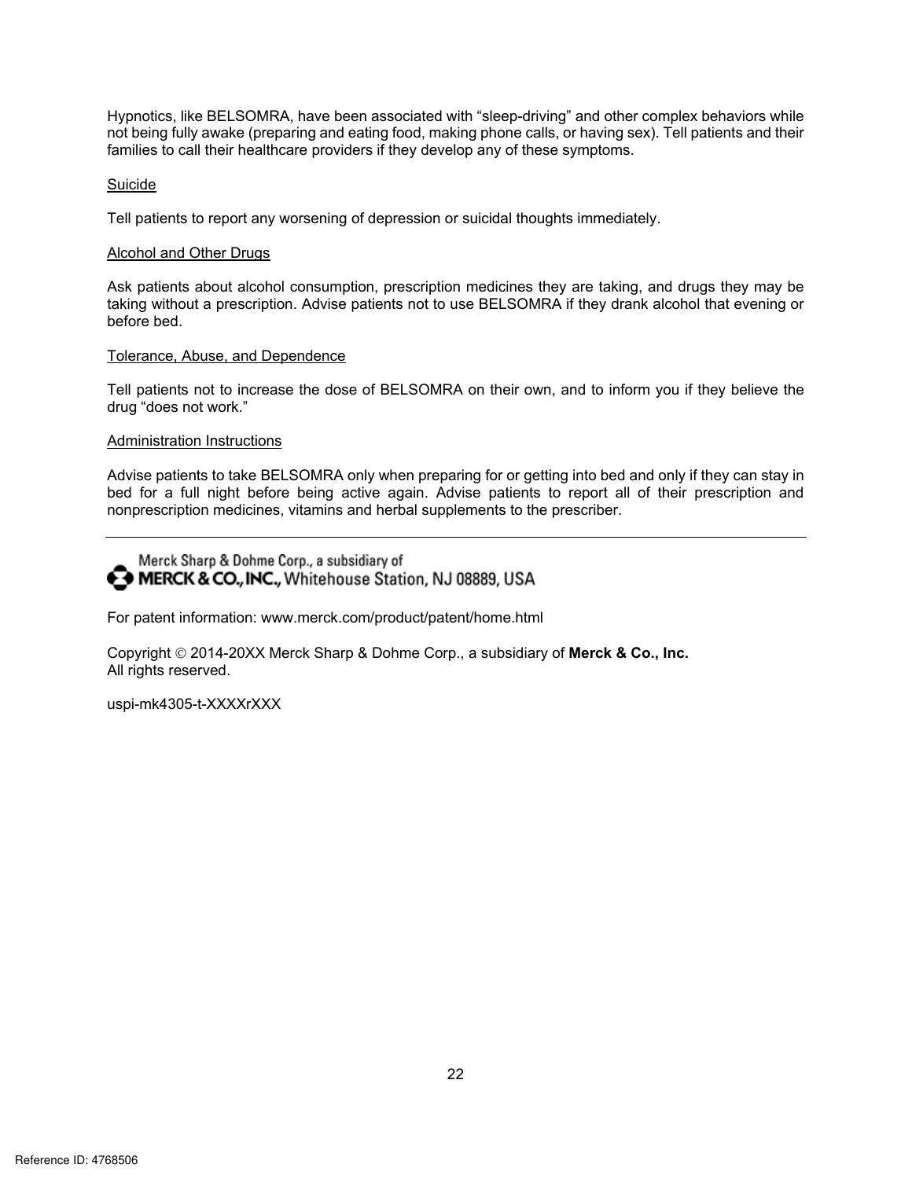Hypnotics, like BELSOMRA, have been associated with "sleep-driving" and other complex behaviors while not being fully awake (preparing and eating food, making phone calls, or having sex). Tell patients and their families to call their healthcare providers if they develop any of these symptoms.

Suicide

Tell patients to report any worsening of depression or suicidal thoughts immediately.

Alcohol and Other Drugs

Ask patients about alcohol consumption, prescription medicines they are taking, and drugs they may be taking without a prescription. Advise patients not to use BELSOMRA if they drank alcohol that evening or before bed.

Tolerance, Abuse, and Dependence

Tell patients not to increase the dose of BELSOMRA on their own, and to inform you if they believe the drug "does not work."

Administration Instructions

Advise patients to take BELSOMRA only when preparing for or getting into bed and only if they can stay in bed for a full night before being active again. Advise patients to report all of their prescription and nonprescription medicines, vitamins and herbal supplements to the prescriber.

---

Merck Sharp & Dohme Corp., a subsidiary of
**MERCK & CO., INC.,** Whitehouse Station, NJ 08889, USA

For patent information: www.merck.com/product/patent/home.html

Copyright © 2014-20XX Merck Sharp & Dohme Corp., a subsidiary of **Merck & Co., Inc.**
All rights reserved.

uspi-mk4305-t-XXXXrXXX

Reference ID: 4768506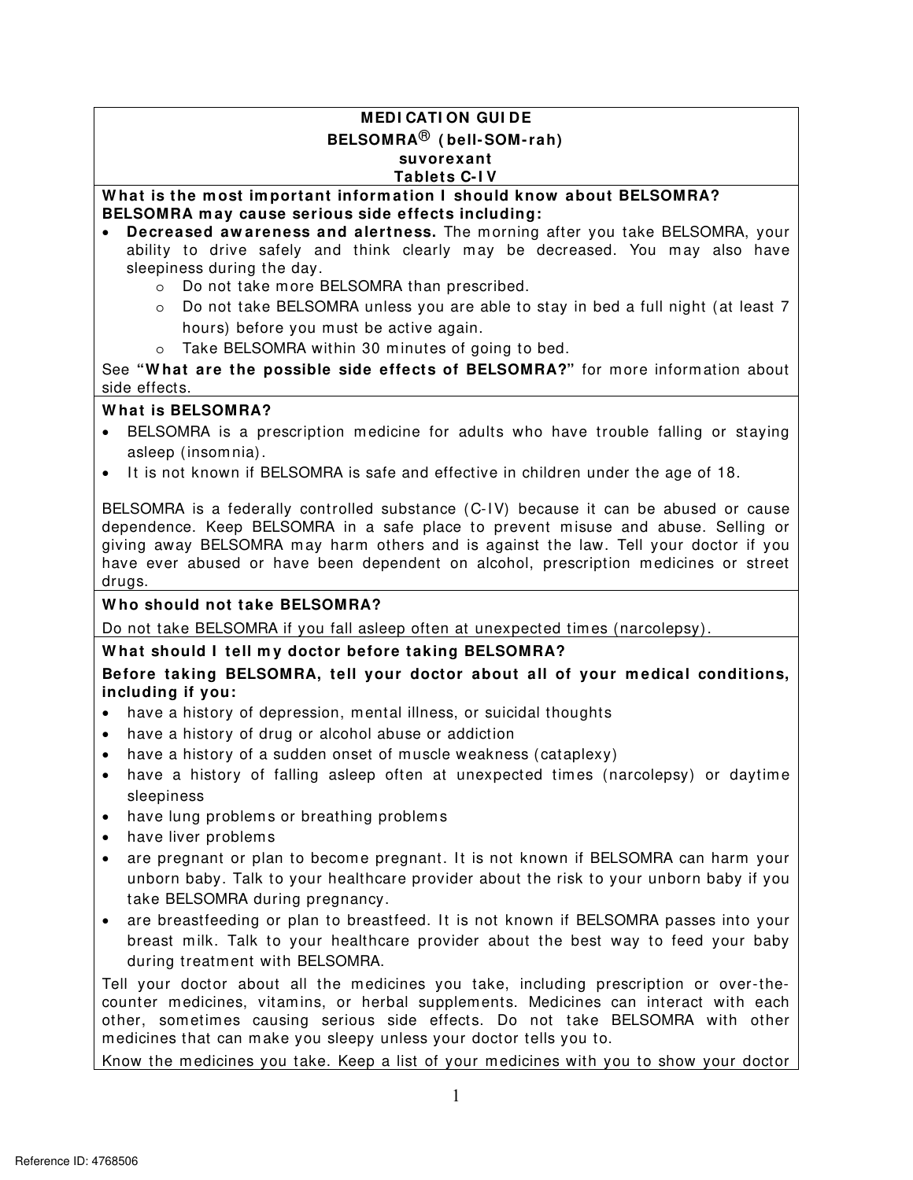# MEDICATION GUIDE
## BELSOMRA® (bell-SOM-rah)
## suvorexant
## Tablets C-IV

**What is the most important information I should know about BELSOMRA?**
**BELSOMRA may cause serious side effects including:**

- **Decreased awareness and alertness.** The morning after you take BELSOMRA, your ability to drive safely and think clearly may be decreased. You may also have sleepiness during the day.
  - Do not take more BELSOMRA than prescribed.
  - Do not take BELSOMRA unless you are able to stay in bed a full night (at least 7 hours) before you must be active again.
  - Take BELSOMRA within 30 minutes of going to bed.

See **"What are the possible side effects of BELSOMRA?"** for more information about side effects.

**What is BELSOMRA?**

- BELSOMRA is a prescription medicine for adults who have trouble falling or staying asleep (insomnia).
- It is not known if BELSOMRA is safe and effective in children under the age of 18.

BELSOMRA is a federally controlled substance (C-IV) because it can be abused or cause dependence. Keep BELSOMRA in a safe place to prevent misuse and abuse. Selling or giving away BELSOMRA may harm others and is against the law. Tell your doctor if you have ever abused or have been dependent on alcohol, prescription medicines or street drugs.

**Who should not take BELSOMRA?**

Do not take BELSOMRA if you fall asleep often at unexpected times (narcolepsy).

**What should I tell my doctor before taking BELSOMRA?**

**Before taking BELSOMRA, tell your doctor about all of your medical conditions, including if you:**

- have a history of depression, mental illness, or suicidal thoughts
- have a history of drug or alcohol abuse or addiction
- have a history of a sudden onset of muscle weakness (cataplexy)
- have a history of falling asleep often at unexpected times (narcolepsy) or daytime sleepiness
- have lung problems or breathing problems
- have liver problems
- are pregnant or plan to become pregnant. It is not known if BELSOMRA can harm your unborn baby. Talk to your healthcare provider about the risk to your unborn baby if you take BELSOMRA during pregnancy.
- are breastfeeding or plan to breastfeed. It is not known if BELSOMRA passes into your breast milk. Talk to your healthcare provider about the best way to feed your baby during treatment with BELSOMRA.

Tell your doctor about all the medicines you take, including prescription or over-the-counter medicines, vitamins, or herbal supplements. Medicines can interact with each other, sometimes causing serious side effects. Do not take BELSOMRA with other medicines that can make you sleepy unless your doctor tells you to.

Know the medicines you take. Keep a list of your medicines with you to show your doctor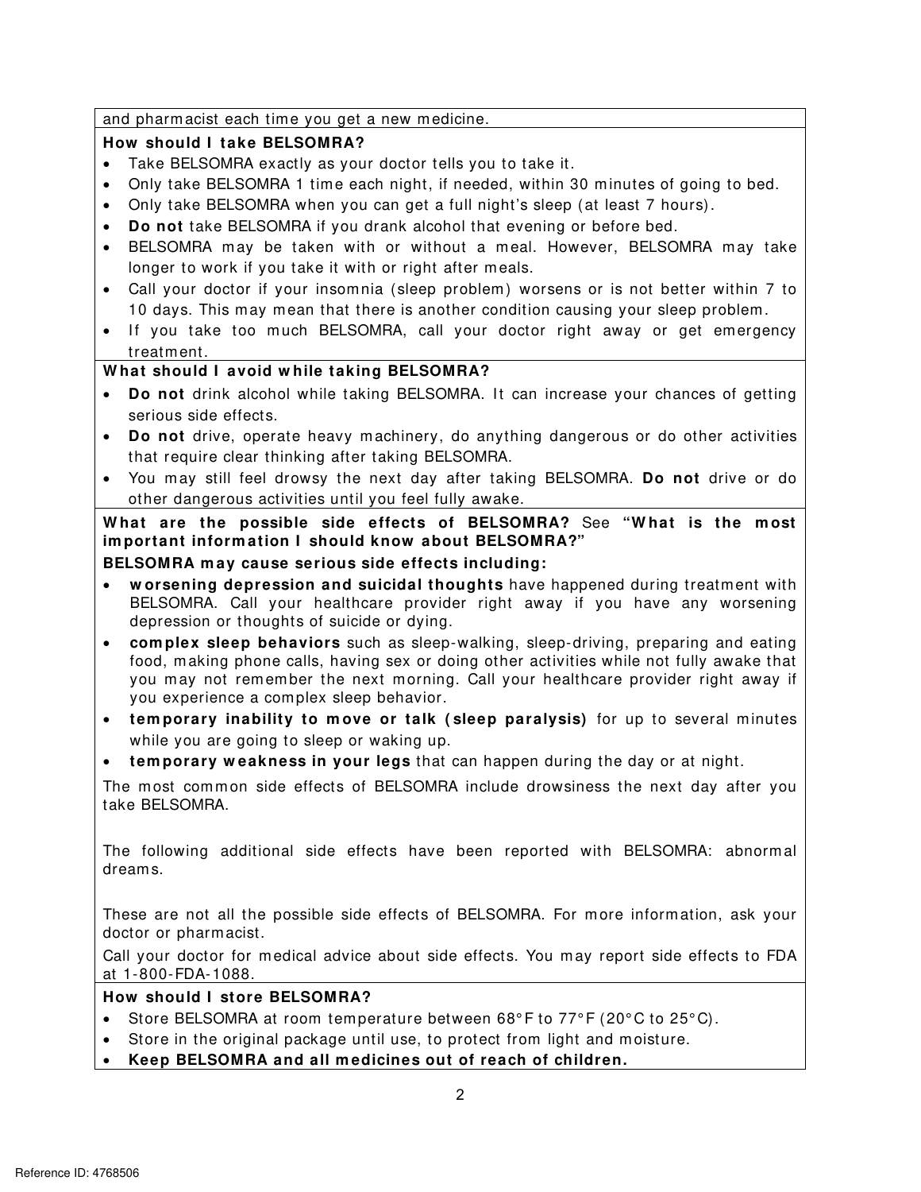and pharmacist each time you get a new medicine.

**How should I take BELSOMRA?**

- Take BELSOMRA exactly as your doctor tells you to take it.
- Only take BELSOMRA 1 time each night, if needed, within 30 minutes of going to bed.
- Only take BELSOMRA when you can get a full night's sleep (at least 7 hours).
- **Do not** take BELSOMRA if you drank alcohol that evening or before bed.
- BELSOMRA may be taken with or without a meal. However, BELSOMRA may take longer to work if you take it with or right after meals.
- Call your doctor if your insomnia (sleep problem) worsens or is not better within 7 to 10 days. This may mean that there is another condition causing your sleep problem.
- If you take too much BELSOMRA, call your doctor right away or get emergency treatment.

**What should I avoid while taking BELSOMRA?**

- **Do not** drink alcohol while taking BELSOMRA. It can increase your chances of getting serious side effects.
- **Do not** drive, operate heavy machinery, do anything dangerous or do other activities that require clear thinking after taking BELSOMRA.
- You may still feel drowsy the next day after taking BELSOMRA. **Do not** drive or do other dangerous activities until you feel fully awake.

**What are the possible side effects of BELSOMRA?** See **"What is the most important information I should know about BELSOMRA?"**

**BELSOMRA may cause serious side effects including:**

- **worsening depression and suicidal thoughts** have happened during treatment with BELSOMRA. Call your healthcare provider right away if you have any worsening depression or thoughts of suicide or dying.
- **complex sleep behaviors** such as sleep-walking, sleep-driving, preparing and eating food, making phone calls, having sex or doing other activities while not fully awake that you may not remember the next morning. Call your healthcare provider right away if you experience a complex sleep behavior.
- **temporary inability to move or talk (sleep paralysis)** for up to several minutes while you are going to sleep or waking up.
- **temporary weakness in your legs** that can happen during the day or at night.

The most common side effects of BELSOMRA include drowsiness the next day after you take BELSOMRA.

The following additional side effects have been reported with BELSOMRA: abnormal dreams.

These are not all the possible side effects of BELSOMRA. For more information, ask your doctor or pharmacist.

Call your doctor for medical advice about side effects. You may report side effects to FDA at 1-800-FDA-1088.

**How should I store BELSOMRA?**

- Store BELSOMRA at room temperature between 68°F to 77°F (20°C to 25°C).
- Store in the original package until use, to protect from light and moisture.
- **Keep BELSOMRA and all medicines out of reach of children.**

Reference ID: 4768506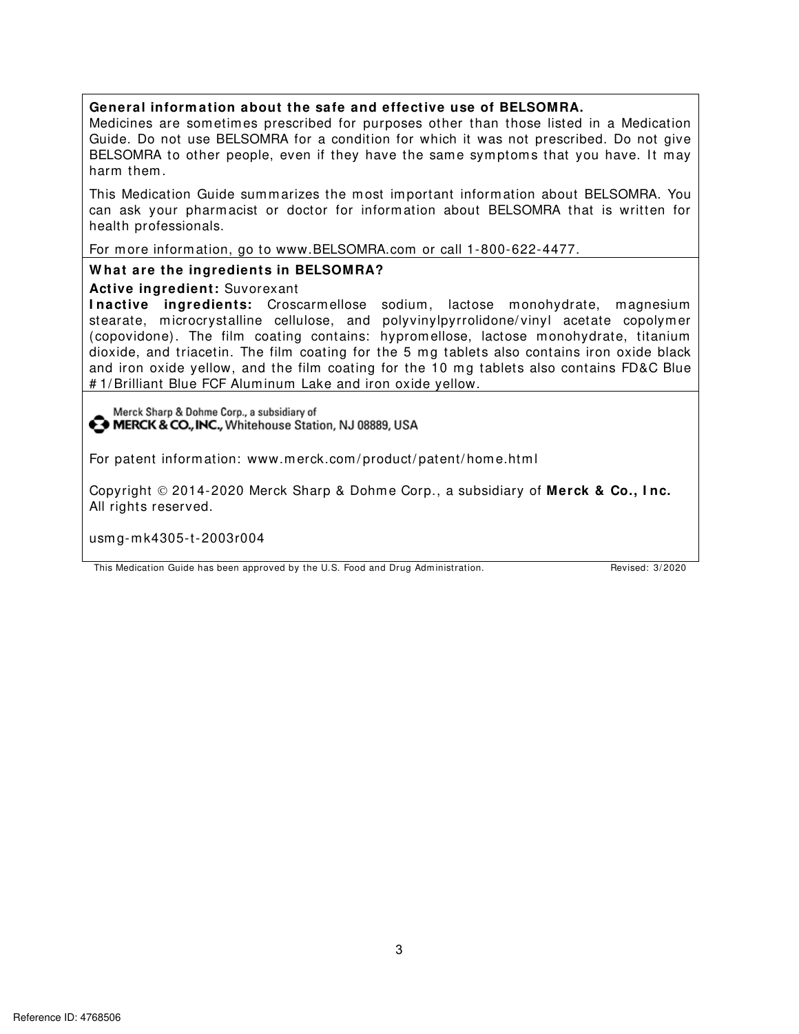**General information about the safe and effective use of BELSOMRA.**

Medicines are sometimes prescribed for purposes other than those listed in a Medication Guide. Do not use BELSOMRA for a condition for which it was not prescribed. Do not give BELSOMRA to other people, even if they have the same symptoms that you have. It may harm them.

This Medication Guide summarizes the most important information about BELSOMRA. You can ask your pharmacist or doctor for information about BELSOMRA that is written for health professionals.

For more information, go to www.BELSOMRA.com or call 1-800-622-4477.

**What are the ingredients in BELSOMRA?**

**Active ingredient:** Suvorexant

**Inactive ingredients:** Croscarmellose sodium, lactose monohydrate, magnesium stearate, microcrystalline cellulose, and polyvinylpyrrolidone/vinyl acetate copolymer (copovidone). The film coating contains: hypromellose, lactose monohydrate, titanium dioxide, and triacetin. The film coating for the 5 mg tablets also contains iron oxide black and iron oxide yellow, and the film coating for the 10 mg tablets also contains FD&C Blue #1/Brilliant Blue FCF Aluminum Lake and iron oxide yellow.

Merck Sharp & Dohme Corp., a subsidiary of
MERCK & CO., INC., Whitehouse Station, NJ 08889, USA

For patent information: www.merck.com/product/patent/home.html

Copyright © 2014-2020 Merck Sharp & Dohme Corp., a subsidiary of **Merck & Co., Inc.**
All rights reserved.

usmg-mk4305-t-2003r004

This Medication Guide has been approved by the U.S. Food and Drug Administration. Revised: 3/2020

Reference ID: 4768506